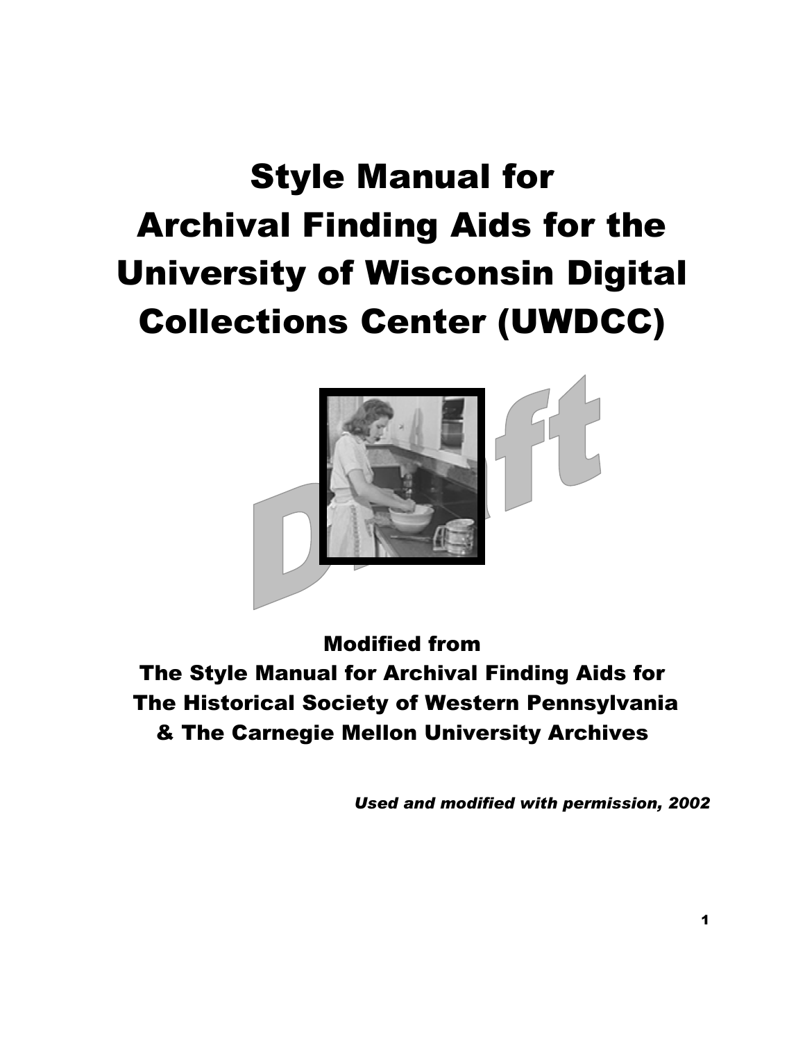# Style Manual for Archival Finding Aids for the University of Wisconsin Digital Collections Center (UWDCC)

Draft

**Modified from**
**The Style Manual for Archival Finding Aids for The Historical Society of Western Pennsylvania & The Carnegie Mellon University Archives**

***Used and modified with permission, 2002***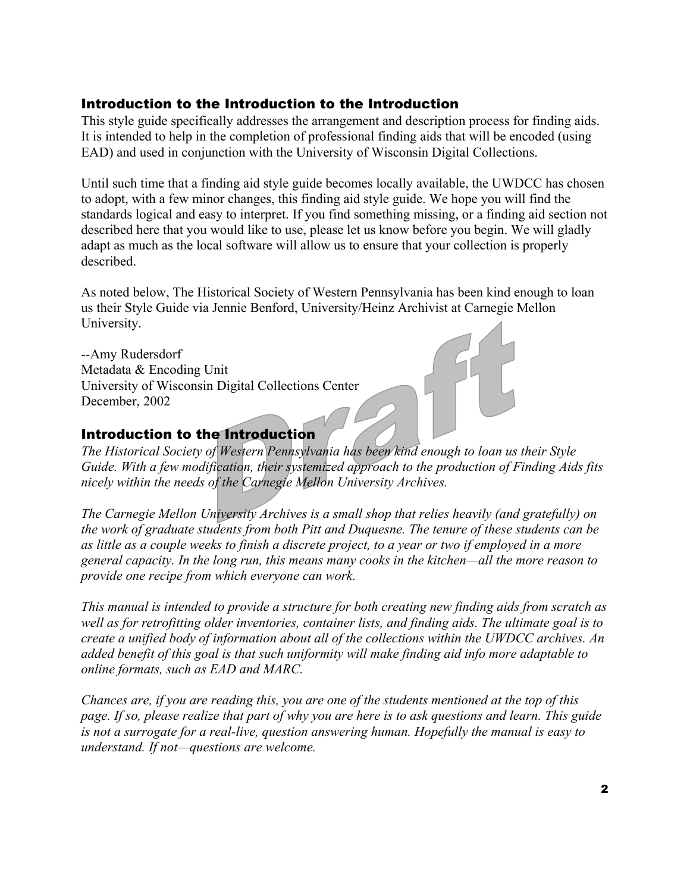## Introduction to the Introduction to the Introduction

This style guide specifically addresses the arrangement and description process for finding aids. It is intended to help in the completion of professional finding aids that will be encoded (using EAD) and used in conjunction with the University of Wisconsin Digital Collections.

Until such time that a finding aid style guide becomes locally available, the UWDCC has chosen to adopt, with a few minor changes, this finding aid style guide. We hope you will find the standards logical and easy to interpret. If you find something missing, or a finding aid section not described here that you would like to use, please let us know before you begin. We will gladly adapt as much as the local software will allow us to ensure that your collection is properly described.

As noted below, The Historical Society of Western Pennsylvania has been kind enough to loan us their Style Guide via Jennie Benford, University/Heinz Archivist at Carnegie Mellon University.

--Amy Rudersdorf  
Metadata & Encoding Unit  
University of Wisconsin Digital Collections Center  
December, 2002

## Introduction to the Introduction

*The Historical Society of Western Pennsylvania has been kind enough to loan us their Style Guide. With a few modification, their systemized approach to the production of Finding Aids fits nicely within the needs of the Carnegie Mellon University Archives.*

*The Carnegie Mellon University Archives is a small shop that relies heavily (and gratefully) on the work of graduate students from both Pitt and Duquesne. The tenure of these students can be as little as a couple weeks to finish a discrete project, to a year or two if employed in a more general capacity. In the long run, this means many cooks in the kitchen—all the more reason to provide one recipe from which everyone can work.*

*This manual is intended to provide a structure for both creating new finding aids from scratch as well as for retrofitting older inventories, container lists, and finding aids. The ultimate goal is to create a unified body of information about all of the collections within the UWDCC archives. An added benefit of this goal is that such uniformity will make finding aid info more adaptable to online formats, such as EAD and MARC.*

*Chances are, if you are reading this, you are one of the students mentioned at the top of this page. If so, please realize that part of why you are here is to ask questions and learn. This guide is not a surrogate for a real-live, question answering human. Hopefully the manual is easy to understand. If not—questions are welcome.*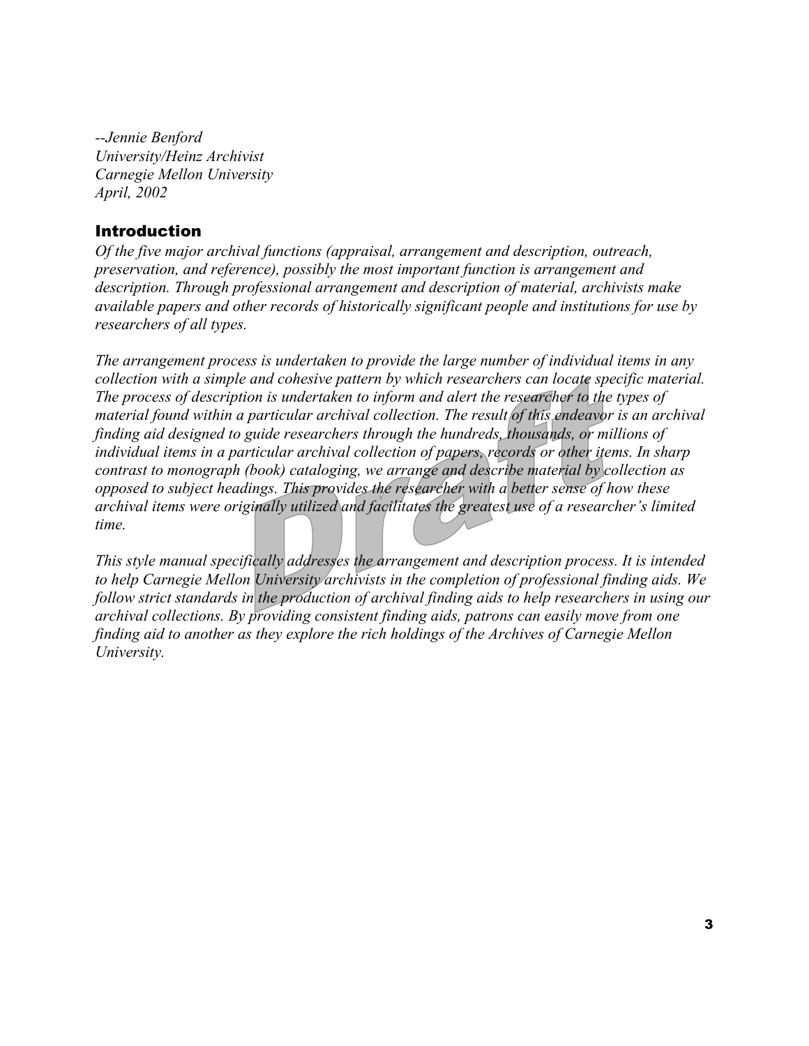*--Jennie Benford*
*University/Heinz Archivist*
*Carnegie Mellon University*
*April, 2002*

## Introduction

*Of the five major archival functions (appraisal, arrangement and description, outreach, preservation, and reference), possibly the most important function is arrangement and description. Through professional arrangement and description of material, archivists make available papers and other records of historically significant people and institutions for use by researchers of all types.*

*The arrangement process is undertaken to provide the large number of individual items in any collection with a simple and cohesive pattern by which researchers can locate specific material. The process of description is undertaken to inform and alert the researcher to the types of material found within a particular archival collection. The result of this endeavor is an archival finding aid designed to guide researchers through the hundreds, thousands, or millions of individual items in a particular archival collection of papers, records or other items. In sharp contrast to monograph (book) cataloging, we arrange and describe material by collection as opposed to subject headings. This provides the researcher with a better sense of how these archival items were originally utilized and facilitates the greatest use of a researcher's limited time.*

*This style manual specifically addresses the arrangement and description process. It is intended to help Carnegie Mellon University archivists in the completion of professional finding aids. We follow strict standards in the production of archival finding aids to help researchers in using our archival collections. By providing consistent finding aids, patrons can easily move from one finding aid to another as they explore the rich holdings of the Archives of Carnegie Mellon University.*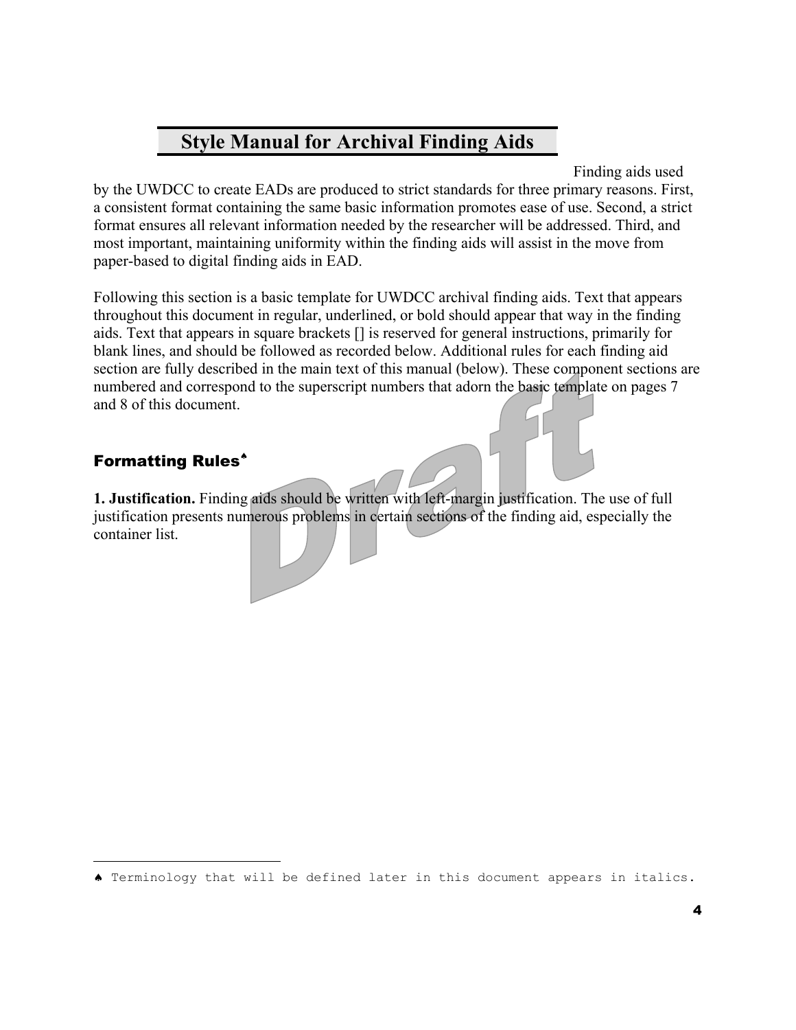# Style Manual for Archival Finding Aids

Finding aids used by the UWDCC to create EADs are produced to strict standards for three primary reasons. First, a consistent format containing the same basic information promotes ease of use. Second, a strict format ensures all relevant information needed by the researcher will be addressed. Third, and most important, maintaining uniformity within the finding aids will assist in the move from paper-based to digital finding aids in EAD.

Following this section is a basic template for UWDCC archival finding aids. Text that appears throughout this document in regular, underlined, or bold should appear that way in the finding aids. Text that appears in square brackets [] is reserved for general instructions, primarily for blank lines, and should be followed as recorded below. Additional rules for each finding aid section are fully described in the main text of this manual (below). These component sections are numbered and correspond to the superscript numbers that adorn the basic template on pages 7 and 8 of this document.

## Formatting Rules[♠]

**1. Justification.** Finding aids should be written with left-margin justification. The use of full justification presents numerous problems in certain sections of the finding aid, especially the container list.

---

♠ Terminology that will be defined later in this document appears in italics.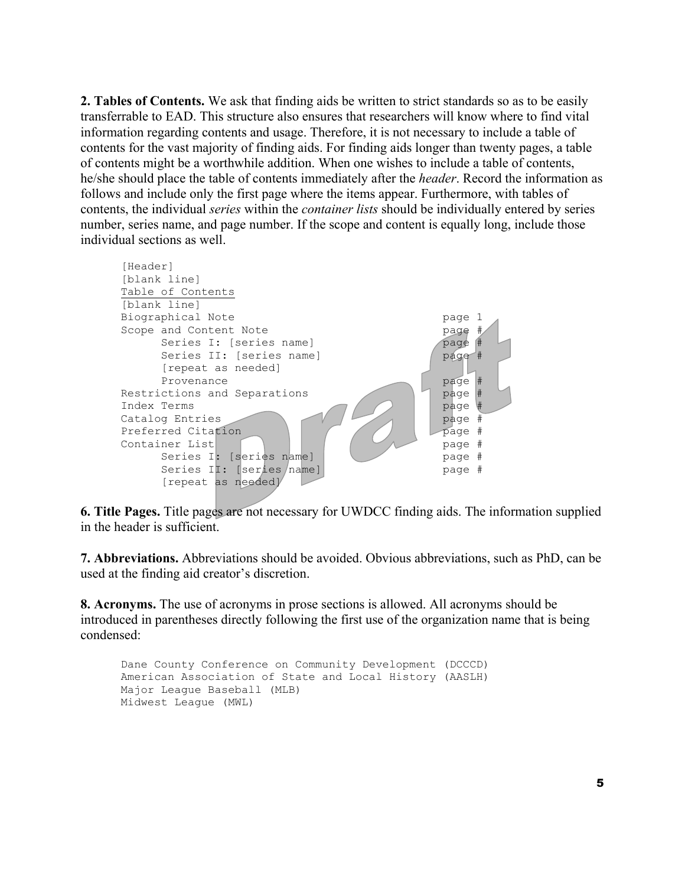**2. Tables of Contents.** We ask that finding aids be written to strict standards so as to be easily transferrable to EAD. This structure also ensures that researchers will know where to find vital information regarding contents and usage. Therefore, it is not necessary to include a table of contents for the vast majority of finding aids. For finding aids longer than twenty pages, a table of contents might be a worthwhile addition. When one wishes to include a table of contents, he/she should place the table of contents immediately after the *header*. Record the information as follows and include only the first page where the items appear. Furthermore, with tables of contents, the individual *series* within the *container lists* should be individually entered by series number, series name, and page number. If the scope and content is equally long, include those individual sections as well.

```
[Header]
[blank line]
Table of Contents
[blank line]
Biographical Note                               page 1
Scope and Content Note                          page #
      Series I: [series name]                   page #
      Series II: [series name]                  page #
      [repeat as needed]
      Provenance                                page #
Restrictions and Separations                    page #
Index Terms                                     page #
Catalog Entries                                 page #
Preferred Citation                              page #
Container List                                  page #
      Series I: [series name]                   page #
      Series II: [series name]                  page #
      [repeat as needed]
```

**6. Title Pages.** Title pages are not necessary for UWDCC finding aids. The information supplied in the header is sufficient.

**7. Abbreviations.** Abbreviations should be avoided. Obvious abbreviations, such as PhD, can be used at the finding aid creator's discretion.

**8. Acronyms.** The use of acronyms in prose sections is allowed. All acronyms should be introduced in parentheses directly following the first use of the organization name that is being condensed:

```
Dane County Conference on Community Development (DCCCD)
American Association of State and Local History (AASLH)
Major League Baseball (MLB)
Midwest League (MWL)
```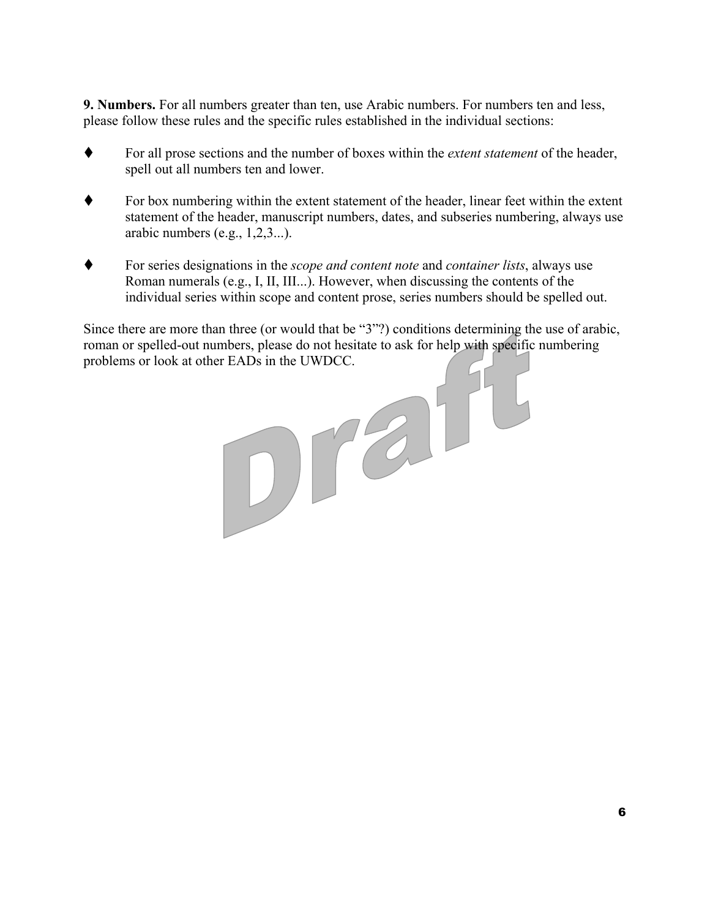**9. Numbers.** For all numbers greater than ten, use Arabic numbers. For numbers ten and less, please follow these rules and the specific rules established in the individual sections:

- For all prose sections and the number of boxes within the *extent statement* of the header, spell out all numbers ten and lower.

- For box numbering within the extent statement of the header, linear feet within the extent statement of the header, manuscript numbers, dates, and subseries numbering, always use arabic numbers (e.g., 1,2,3...).

- For series designations in the *scope and content note* and *container lists*, always use Roman numerals (e.g., I, II, III...). However, when discussing the contents of the individual series within scope and content prose, series numbers should be spelled out.

Since there are more than three (or would that be "3"?) conditions determining the use of arabic, roman or spelled-out numbers, please do not hesitate to ask for help with specific numbering problems or look at other EADs in the UWDCC.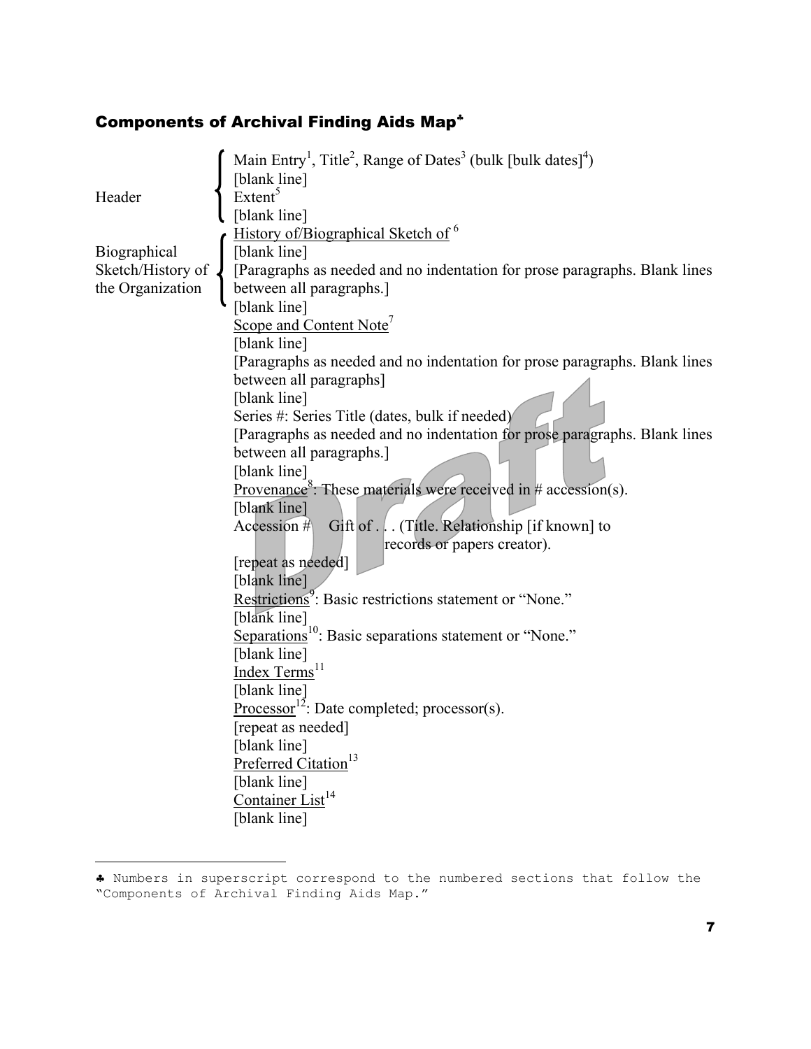## Components of Archival Finding Aids Map♣

**Header**

Main Entry[1], Title[2], Range of Dates[3] (bulk [bulk dates][4])
[blank line]
Extent[5]
[blank line]

**Biographical Sketch/History of the Organization**

<u>History of/Biographical Sketch of</u> [6]
[blank line]
[Paragraphs as needed and no indentation for prose paragraphs. Blank lines between all paragraphs.]
[blank line]

<u>Scope and Content Note</u>[7]
[blank line]
[Paragraphs as needed and no indentation for prose paragraphs. Blank lines between all paragraphs]
[blank line]
Series #: Series Title (dates, bulk if needed)
[Paragraphs as needed and no indentation for prose paragraphs. Blank lines between all paragraphs.]
[blank line]
<u>Provenance</u>[8]: These materials were received in # accession(s).
[blank line]
Accession # Gift of . . . (Title. Relationship [if known] to records or papers creator).
[repeat as needed]
[blank line]
<u>Restrictions</u>[9]: Basic restrictions statement or "None."
[blank line]
<u>Separations</u>[10]: Basic separations statement or "None."
[blank line]
<u>Index Terms</u>[11]
[blank line]
<u>Processor</u>[12]: Date completed; processor(s).
[repeat as needed]
[blank line]
<u>Preferred Citation</u>[13]
[blank line]
<u>Container List</u>[14]
[blank line]

---

♣ Numbers in superscript correspond to the numbered sections that follow the "Components of Archival Finding Aids Map."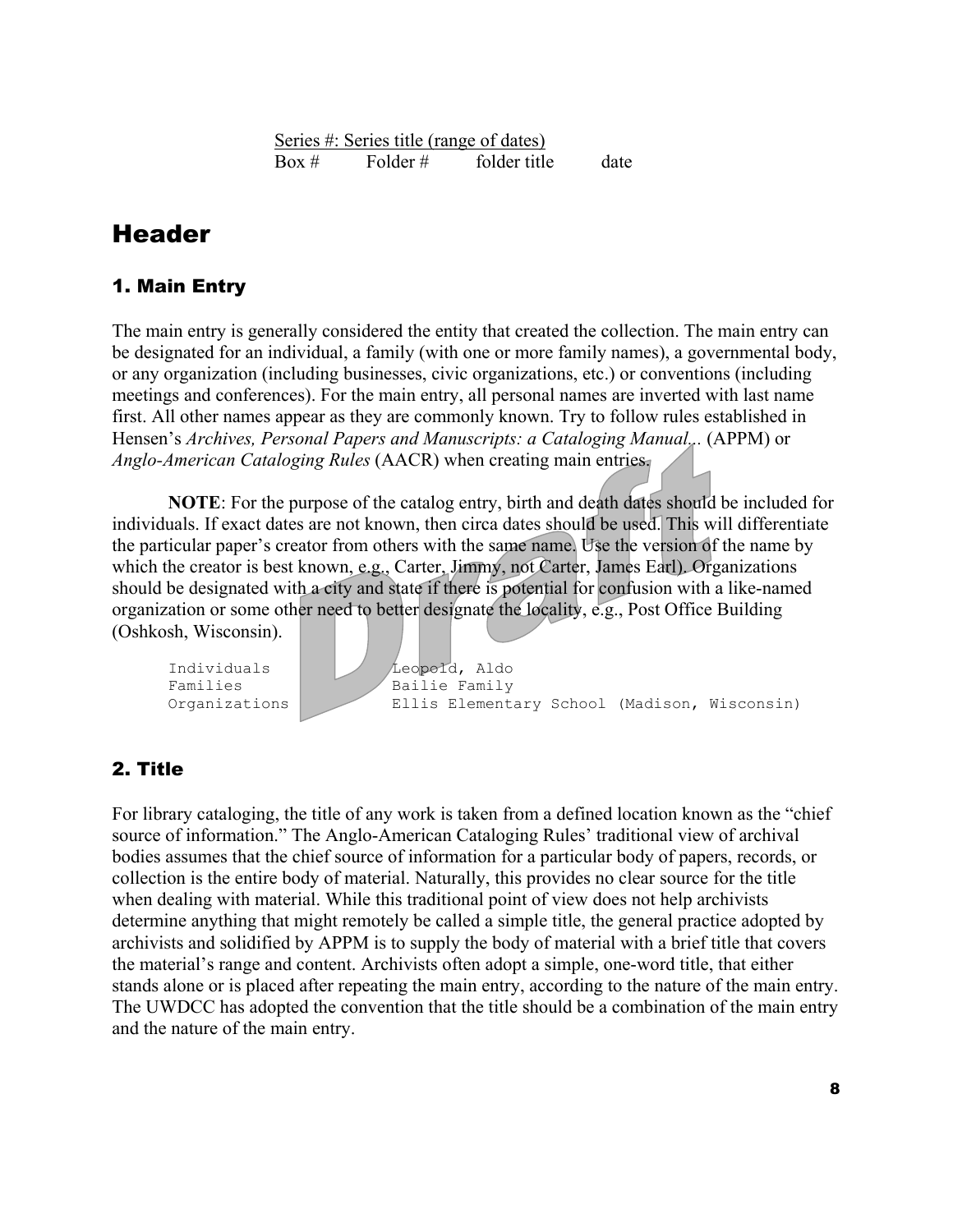Series #: Series title (range of dates)
Box # Folder # folder title date

# Header

## 1. Main Entry

The main entry is generally considered the entity that created the collection. The main entry can be designated for an individual, a family (with one or more family names), a governmental body, or any organization (including businesses, civic organizations, etc.) or conventions (including meetings and conferences). For the main entry, all personal names are inverted with last name first. All other names appear as they are commonly known. Try to follow rules established in Hensen's *Archives, Personal Papers and Manuscripts: a Cataloging Manual...* (APPM) or *Anglo-American Cataloging Rules* (AACR) when creating main entries.

**NOTE**: For the purpose of the catalog entry, birth and death dates should be included for individuals. If exact dates are not known, then circa dates should be used. This will differentiate the particular paper's creator from others with the same name. Use the version of the name by which the creator is best known, e.g., Carter, Jimmy, not Carter, James Earl). Organizations should be designated with a city and state if there is potential for confusion with a like-named organization or some other need to better designate the locality, e.g., Post Office Building (Oshkosh, Wisconsin).

```
Individuals          Leopold, Aldo
Families             Bailie Family
Organizations        Ellis Elementary School (Madison, Wisconsin)
```

## 2. Title

For library cataloging, the title of any work is taken from a defined location known as the "chief source of information." The Anglo-American Cataloging Rules' traditional view of archival bodies assumes that the chief source of information for a particular body of papers, records, or collection is the entire body of material. Naturally, this provides no clear source for the title when dealing with material. While this traditional point of view does not help archivists determine anything that might remotely be called a simple title, the general practice adopted by archivists and solidified by APPM is to supply the body of material with a brief title that covers the material's range and content. Archivists often adopt a simple, one-word title, that either stands alone or is placed after repeating the main entry, according to the nature of the main entry. The UWDCC has adopted the convention that the title should be a combination of the main entry and the nature of the main entry.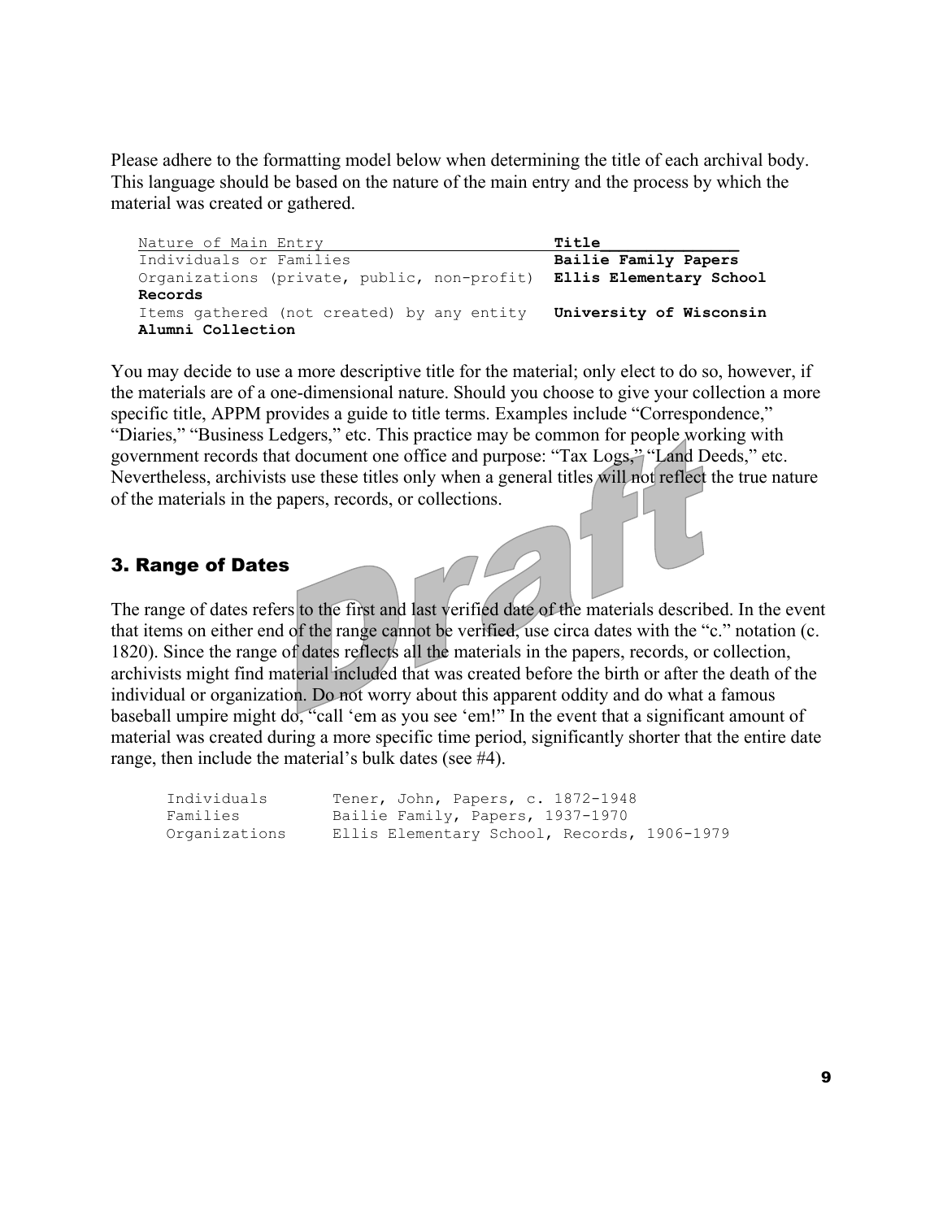Please adhere to the formatting model below when determining the title of each archival body. This language should be based on the nature of the main entry and the process by which the material was created or gathered.

| Nature of Main Entry | Title |
| --- | --- |
| Individuals or Families | **Bailie Family Papers** |
| Organizations (private, public, non-profit) | **Ellis Elementary School Records** |
| Items gathered (not created) by any entity | **University of Wisconsin Alumni Collection** |

You may decide to use a more descriptive title for the material; only elect to do so, however, if the materials are of a one-dimensional nature. Should you choose to give your collection a more specific title, APPM provides a guide to title terms. Examples include "Correspondence," "Diaries," "Business Ledgers," etc. This practice may be common for people working with government records that document one office and purpose: "Tax Logs," "Land Deeds," etc. Nevertheless, archivists use these titles only when a general titles will not reflect the true nature of the materials in the papers, records, or collections.

## 3. Range of Dates

The range of dates refers to the first and last verified date of the materials described. In the event that items on either end of the range cannot be verified, use circa dates with the "c." notation (c. 1820). Since the range of dates reflects all the materials in the papers, records, or collection, archivists might find material included that was created before the birth or after the death of the individual or organization. Do not worry about this apparent oddity and do what a famous baseball umpire might do, "call 'em as you see 'em!" In the event that a significant amount of material was created during a more specific time period, significantly shorter that the entire date range, then include the material's bulk dates (see #4).

```
Individuals      Tener, John, Papers, c. 1872-1948
Families         Bailie Family, Papers, 1937-1970
Organizations    Ellis Elementary School, Records, 1906-1979
```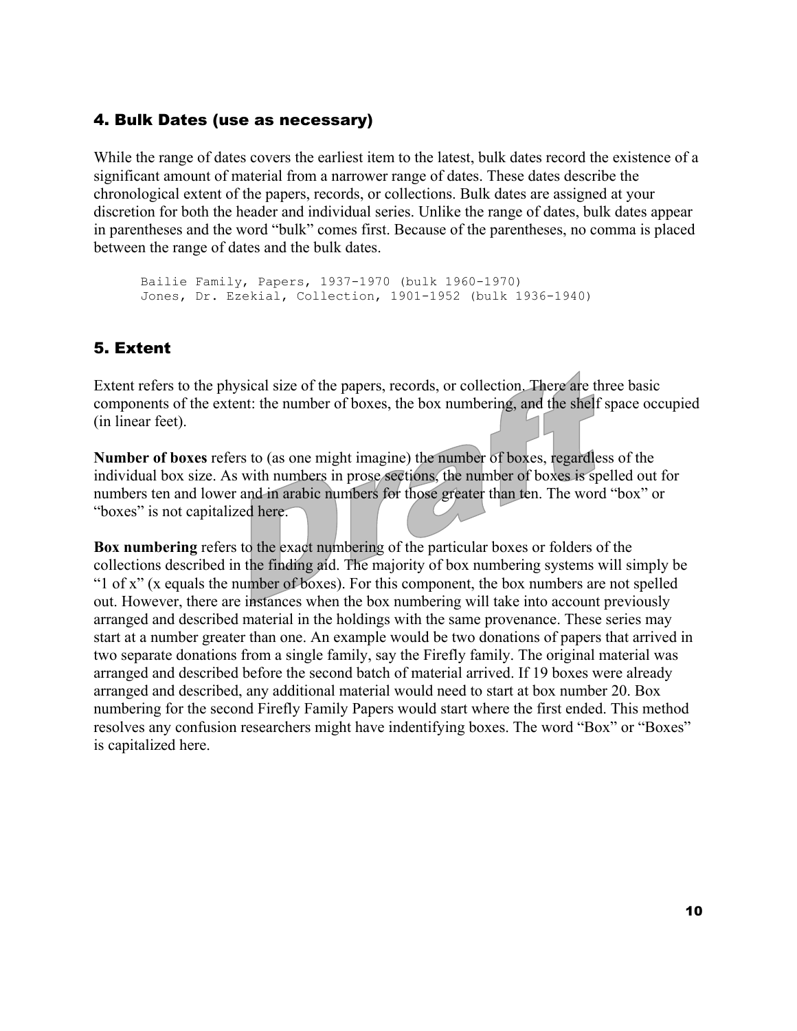### 4. Bulk Dates (use as necessary)

While the range of dates covers the earliest item to the latest, bulk dates record the existence of a significant amount of material from a narrower range of dates. These dates describe the chronological extent of the papers, records, or collections. Bulk dates are assigned at your discretion for both the header and individual series. Unlike the range of dates, bulk dates appear in parentheses and the word "bulk" comes first. Because of the parentheses, no comma is placed between the range of dates and the bulk dates.

```
Bailie Family, Papers, 1937-1970 (bulk 1960-1970)
Jones, Dr. Ezekial, Collection, 1901-1952 (bulk 1936-1940)
```

### 5. Extent

Extent refers to the physical size of the papers, records, or collection. There are three basic components of the extent: the number of boxes, the box numbering, and the shelf space occupied (in linear feet).

**Number of boxes** refers to (as one might imagine) the number of boxes, regardless of the individual box size. As with numbers in prose sections, the number of boxes is spelled out for numbers ten and lower and in arabic numbers for those greater than ten. The word "box" or "boxes" is not capitalized here.

**Box numbering** refers to the exact numbering of the particular boxes or folders of the collections described in the finding aid. The majority of box numbering systems will simply be "1 of x" (x equals the number of boxes). For this component, the box numbers are not spelled out. However, there are instances when the box numbering will take into account previously arranged and described material in the holdings with the same provenance. These series may start at a number greater than one. An example would be two donations of papers that arrived in two separate donations from a single family, say the Firefly family. The original material was arranged and described before the second batch of material arrived. If 19 boxes were already arranged and described, any additional material would need to start at box number 20. Box numbering for the second Firefly Family Papers would start where the first ended. This method resolves any confusion researchers might have indentifying boxes. The word "Box" or "Boxes" is capitalized here.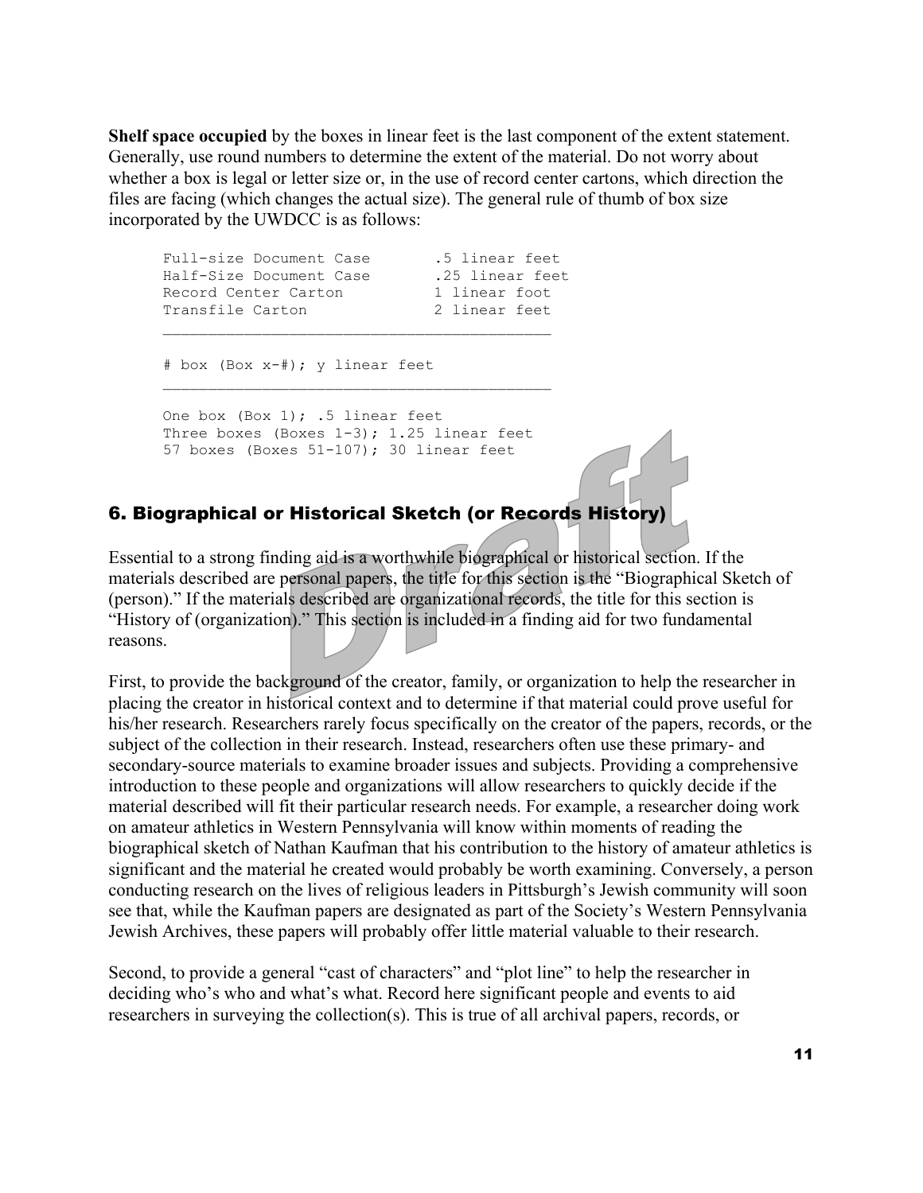**Shelf space occupied** by the boxes in linear feet is the last component of the extent statement. Generally, use round numbers to determine the extent of the material. Do not worry about whether a box is legal or letter size or, in the use of record center cartons, which direction the files are facing (which changes the actual size). The general rule of thumb of box size incorporated by the UWDCC is as follows:

```
Full-size Document Case       .5 linear feet
Half-Size Document Case       .25 linear feet
Record Center Carton          1 linear foot
Transfile Carton              2 linear feet
___________________________________________

# box (Box x-#); y linear feet
___________________________________________

One box (Box 1); .5 linear feet
Three boxes (Boxes 1-3); 1.25 linear feet
57 boxes (Boxes 51-107); 30 linear feet
```

## 6. Biographical or Historical Sketch (or Records History)

Essential to a strong finding aid is a worthwhile biographical or historical section. If the materials described are personal papers, the title for this section is the "Biographical Sketch of (person)." If the materials described are organizational records, the title for this section is "History of (organization)." This section is included in a finding aid for two fundamental reasons.

First, to provide the background of the creator, family, or organization to help the researcher in placing the creator in historical context and to determine if that material could prove useful for his/her research. Researchers rarely focus specifically on the creator of the papers, records, or the subject of the collection in their research. Instead, researchers often use these primary- and secondary-source materials to examine broader issues and subjects. Providing a comprehensive introduction to these people and organizations will allow researchers to quickly decide if the material described will fit their particular research needs. For example, a researcher doing work on amateur athletics in Western Pennsylvania will know within moments of reading the biographical sketch of Nathan Kaufman that his contribution to the history of amateur athletics is significant and the material he created would probably be worth examining. Conversely, a person conducting research on the lives of religious leaders in Pittsburgh's Jewish community will soon see that, while the Kaufman papers are designated as part of the Society's Western Pennsylvania Jewish Archives, these papers will probably offer little material valuable to their research.

Second, to provide a general "cast of characters" and "plot line" to help the researcher in deciding who's who and what's what. Record here significant people and events to aid researchers in surveying the collection(s). This is true of all archival papers, records, or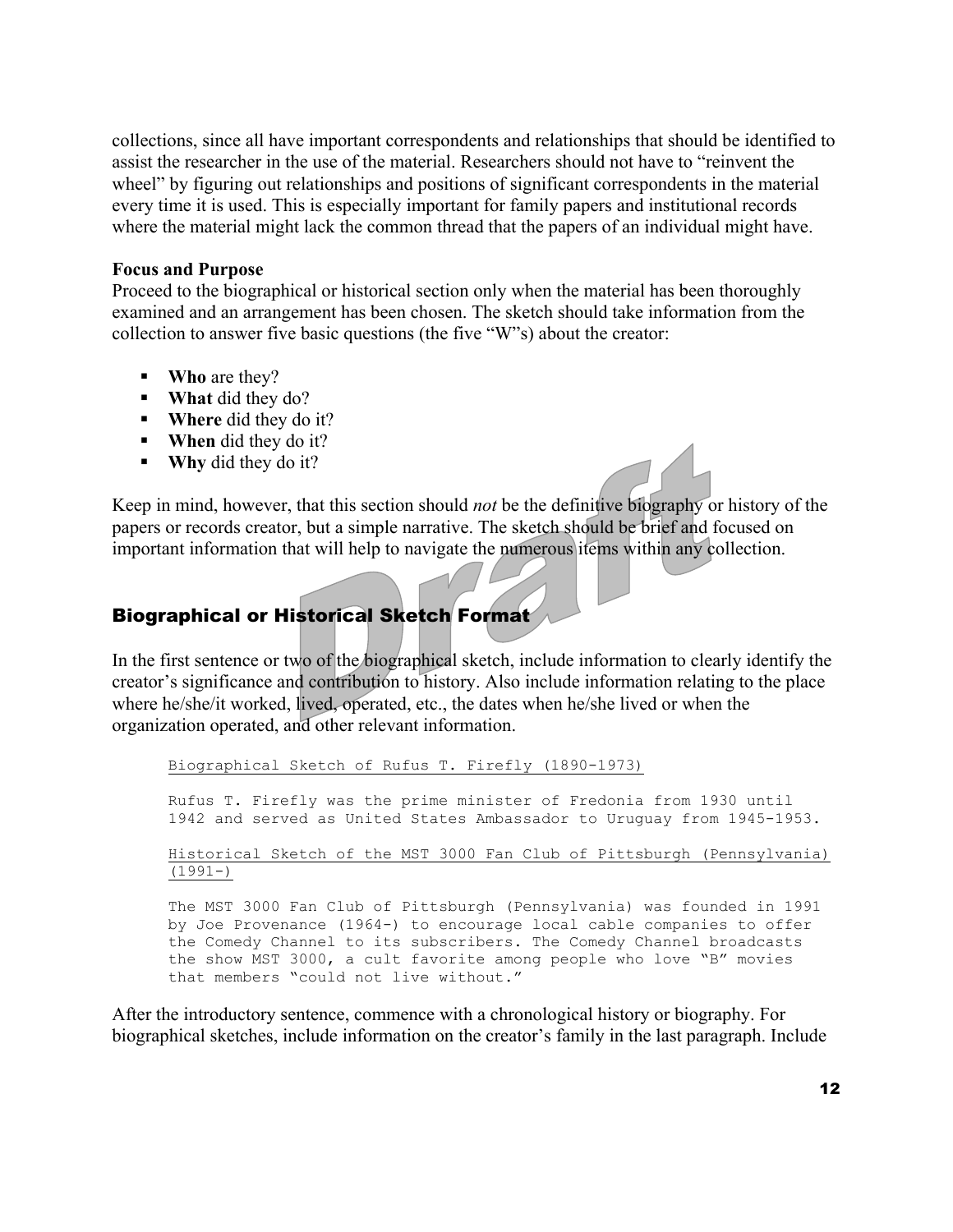collections, since all have important correspondents and relationships that should be identified to assist the researcher in the use of the material. Researchers should not have to "reinvent the wheel" by figuring out relationships and positions of significant correspondents in the material every time it is used. This is especially important for family papers and institutional records where the material might lack the common thread that the papers of an individual might have.

**Focus and Purpose**

Proceed to the biographical or historical section only when the material has been thoroughly examined and an arrangement has been chosen. The sketch should take information from the collection to answer five basic questions (the five "W"s) about the creator:

- **Who** are they?
- **What** did they do?
- **Where** did they do it?
- **When** did they do it?
- **Why** did they do it?

Keep in mind, however, that this section should *not* be the definitive biography or history of the papers or records creator, but a simple narrative. The sketch should be brief and focused on important information that will help to navigate the numerous items within any collection.

## Biographical or Historical Sketch Format

In the first sentence or two of the biographical sketch, include information to clearly identify the creator's significance and contribution to history. Also include information relating to the place where he/she/it worked, lived, operated, etc., the dates when he/she lived or when the organization operated, and other relevant information.

```
Biographical Sketch of Rufus T. Firefly (1890-1973)

Rufus T. Firefly was the prime minister of Fredonia from 1930 until
1942 and served as United States Ambassador to Uruguay from 1945-1953.

Historical Sketch of the MST 3000 Fan Club of Pittsburgh (Pennsylvania)
(1991-)

The MST 3000 Fan Club of Pittsburgh (Pennsylvania) was founded in 1991
by Joe Provenance (1964-) to encourage local cable companies to offer
the Comedy Channel to its subscribers. The Comedy Channel broadcasts
the show MST 3000, a cult favorite among people who love "B" movies
that members "could not live without."
```

After the introductory sentence, commence with a chronological history or biography. For biographical sketches, include information on the creator's family in the last paragraph. Include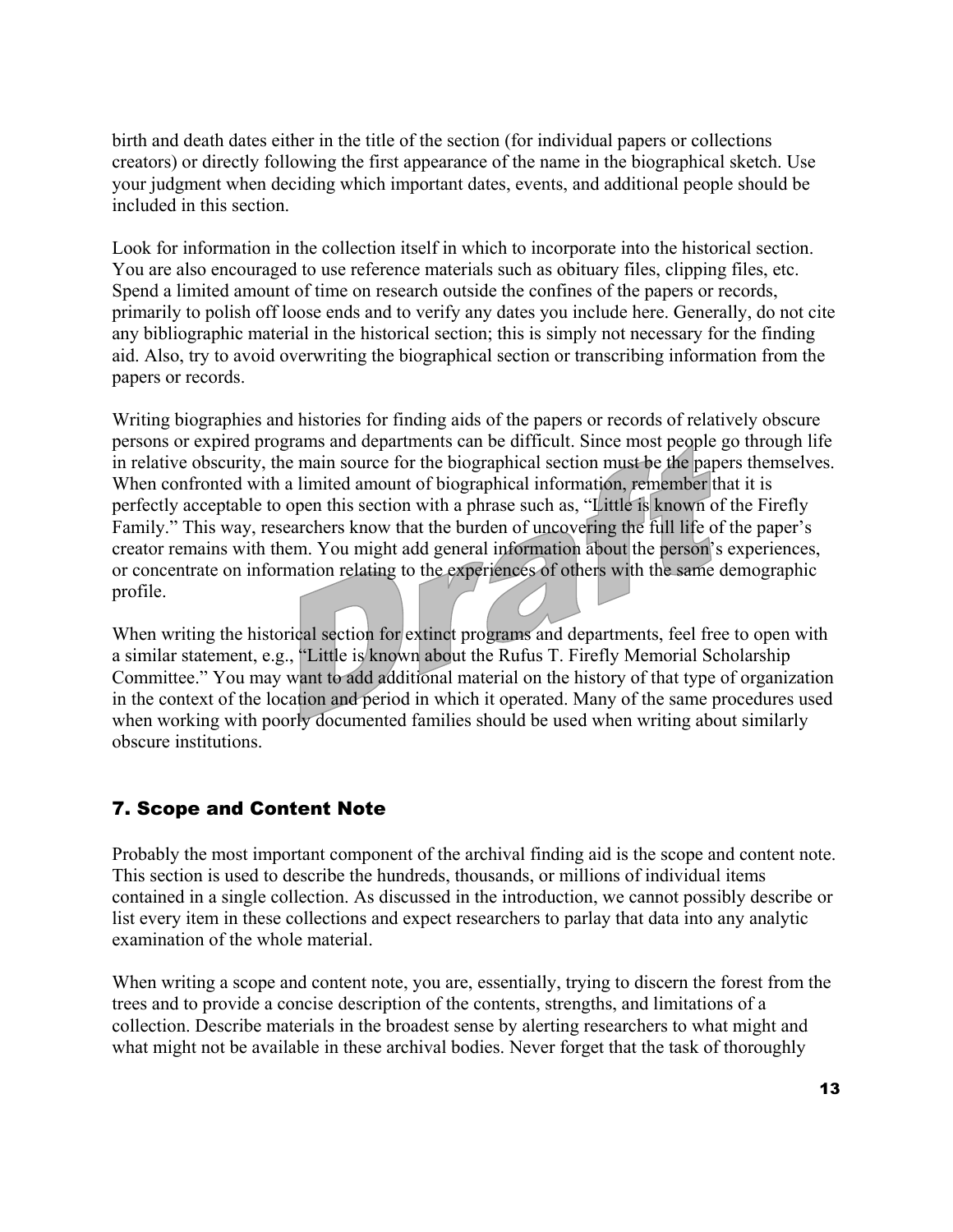birth and death dates either in the title of the section (for individual papers or collections creators) or directly following the first appearance of the name in the biographical sketch. Use your judgment when deciding which important dates, events, and additional people should be included in this section.

Look for information in the collection itself in which to incorporate into the historical section. You are also encouraged to use reference materials such as obituary files, clipping files, etc. Spend a limited amount of time on research outside the confines of the papers or records, primarily to polish off loose ends and to verify any dates you include here. Generally, do not cite any bibliographic material in the historical section; this is simply not necessary for the finding aid. Also, try to avoid overwriting the biographical section or transcribing information from the papers or records.

Writing biographies and histories for finding aids of the papers or records of relatively obscure persons or expired programs and departments can be difficult. Since most people go through life in relative obscurity, the main source for the biographical section must be the papers themselves. When confronted with a limited amount of biographical information, remember that it is perfectly acceptable to open this section with a phrase such as, "Little is known of the Firefly Family." This way, researchers know that the burden of uncovering the full life of the paper's creator remains with them. You might add general information about the person's experiences, or concentrate on information relating to the experiences of others with the same demographic profile.

When writing the historical section for extinct programs and departments, feel free to open with a similar statement, e.g., "Little is known about the Rufus T. Firefly Memorial Scholarship Committee." You may want to add additional material on the history of that type of organization in the context of the location and period in which it operated. Many of the same procedures used when working with poorly documented families should be used when writing about similarly obscure institutions.

## 7. Scope and Content Note

Probably the most important component of the archival finding aid is the scope and content note. This section is used to describe the hundreds, thousands, or millions of individual items contained in a single collection. As discussed in the introduction, we cannot possibly describe or list every item in these collections and expect researchers to parlay that data into any analytic examination of the whole material.

When writing a scope and content note, you are, essentially, trying to discern the forest from the trees and to provide a concise description of the contents, strengths, and limitations of a collection. Describe materials in the broadest sense by alerting researchers to what might and what might not be available in these archival bodies. Never forget that the task of thoroughly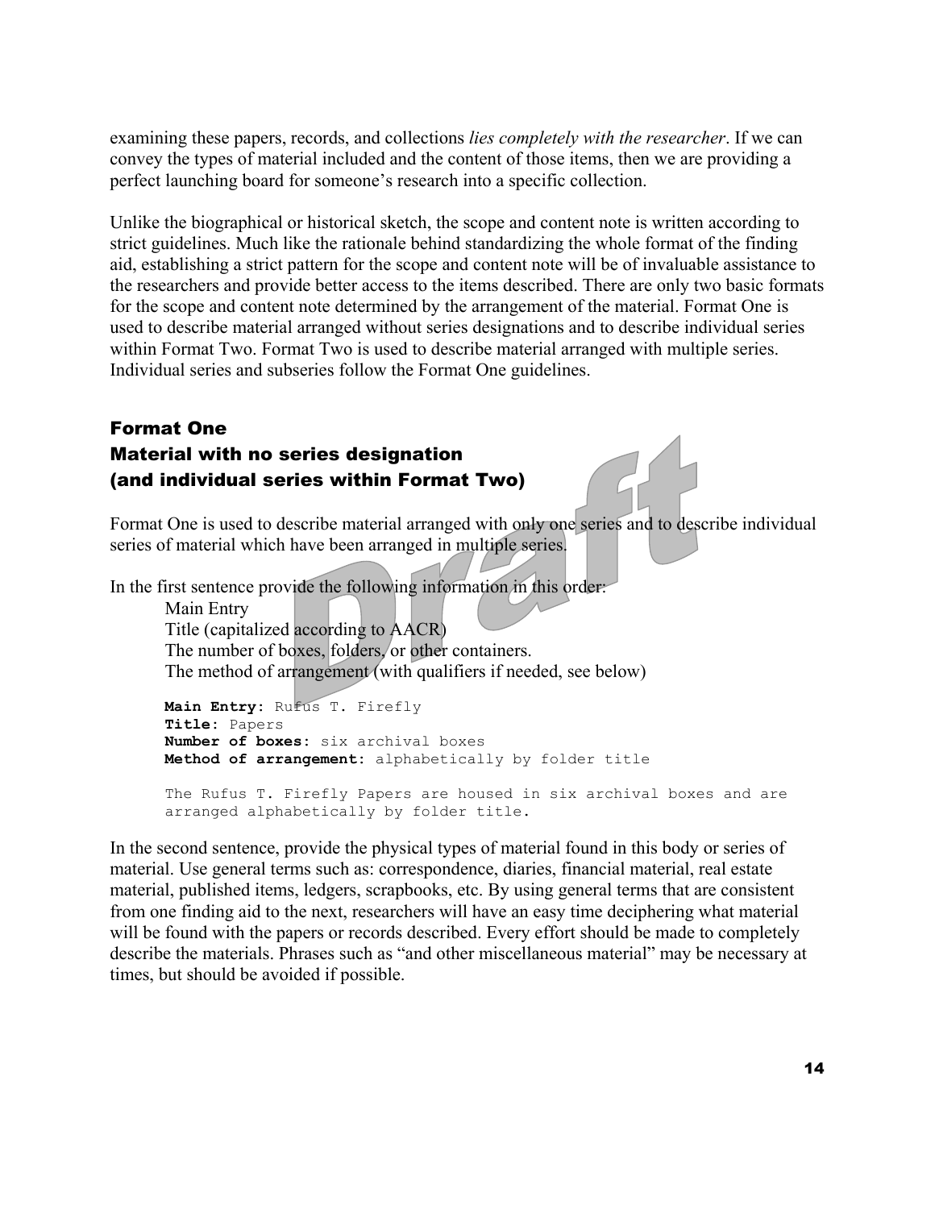examining these papers, records, and collections *lies completely with the researcher*. If we can convey the types of material included and the content of those items, then we are providing a perfect launching board for someone's research into a specific collection.

Unlike the biographical or historical sketch, the scope and content note is written according to strict guidelines. Much like the rationale behind standardizing the whole format of the finding aid, establishing a strict pattern for the scope and content note will be of invaluable assistance to the researchers and provide better access to the items described. There are only two basic formats for the scope and content note determined by the arrangement of the material. Format One is used to describe material arranged without series designations and to describe individual series within Format Two. Format Two is used to describe material arranged with multiple series. Individual series and subseries follow the Format One guidelines.

## Format One
## Material with no series designation
## (and individual series within Format Two)

Format One is used to describe material arranged with only one series and to describe individual series of material which have been arranged in multiple series.

In the first sentence provide the following information in this order:

- Main Entry
- Title (capitalized according to AACR)
- The number of boxes, folders, or other containers.
- The method of arrangement (with qualifiers if needed, see below)

```
Main Entry: Rufus T. Firefly
Title: Papers
Number of boxes: six archival boxes
Method of arrangement: alphabetically by folder title

The Rufus T. Firefly Papers are housed in six archival boxes and are
arranged alphabetically by folder title.
```

In the second sentence, provide the physical types of material found in this body or series of material. Use general terms such as: correspondence, diaries, financial material, real estate material, published items, ledgers, scrapbooks, etc. By using general terms that are consistent from one finding aid to the next, researchers will have an easy time deciphering what material will be found with the papers or records described. Every effort should be made to completely describe the materials. Phrases such as "and other miscellaneous material" may be necessary at times, but should be avoided if possible.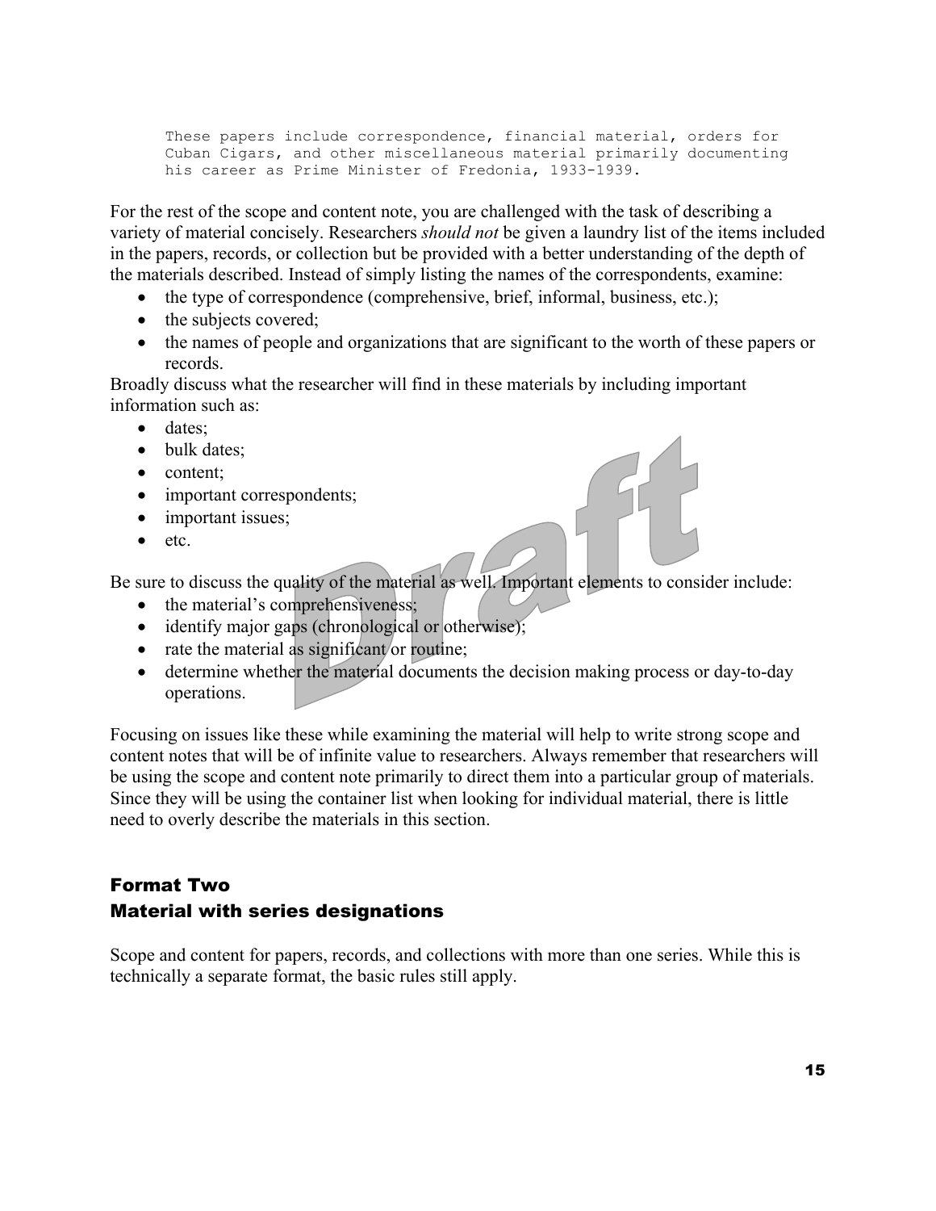```
These papers include correspondence, financial material, orders for
Cuban Cigars, and other miscellaneous material primarily documenting
his career as Prime Minister of Fredonia, 1933-1939.
```

For the rest of the scope and content note, you are challenged with the task of describing a variety of material concisely. Researchers *should not* be given a laundry list of the items included in the papers, records, or collection but be provided with a better understanding of the depth of the materials described. Instead of simply listing the names of the correspondents, examine:

- the type of correspondence (comprehensive, brief, informal, business, etc.);
- the subjects covered;
- the names of people and organizations that are significant to the worth of these papers or records.

Broadly discuss what the researcher will find in these materials by including important information such as:

- dates;
- bulk dates;
- content;
- important correspondents;
- important issues;
- etc.

Be sure to discuss the quality of the material as well. Important elements to consider include:

- the material's comprehensiveness;
- identify major gaps (chronological or otherwise);
- rate the material as significant or routine;
- determine whether the material documents the decision making process or day-to-day operations.

Focusing on issues like these while examining the material will help to write strong scope and content notes that will be of infinite value to researchers. Always remember that researchers will be using the scope and content note primarily to direct them into a particular group of materials. Since they will be using the container list when looking for individual material, there is little need to overly describe the materials in this section.

### Format Two
### Material with series designations

Scope and content for papers, records, and collections with more than one series. While this is technically a separate format, the basic rules still apply.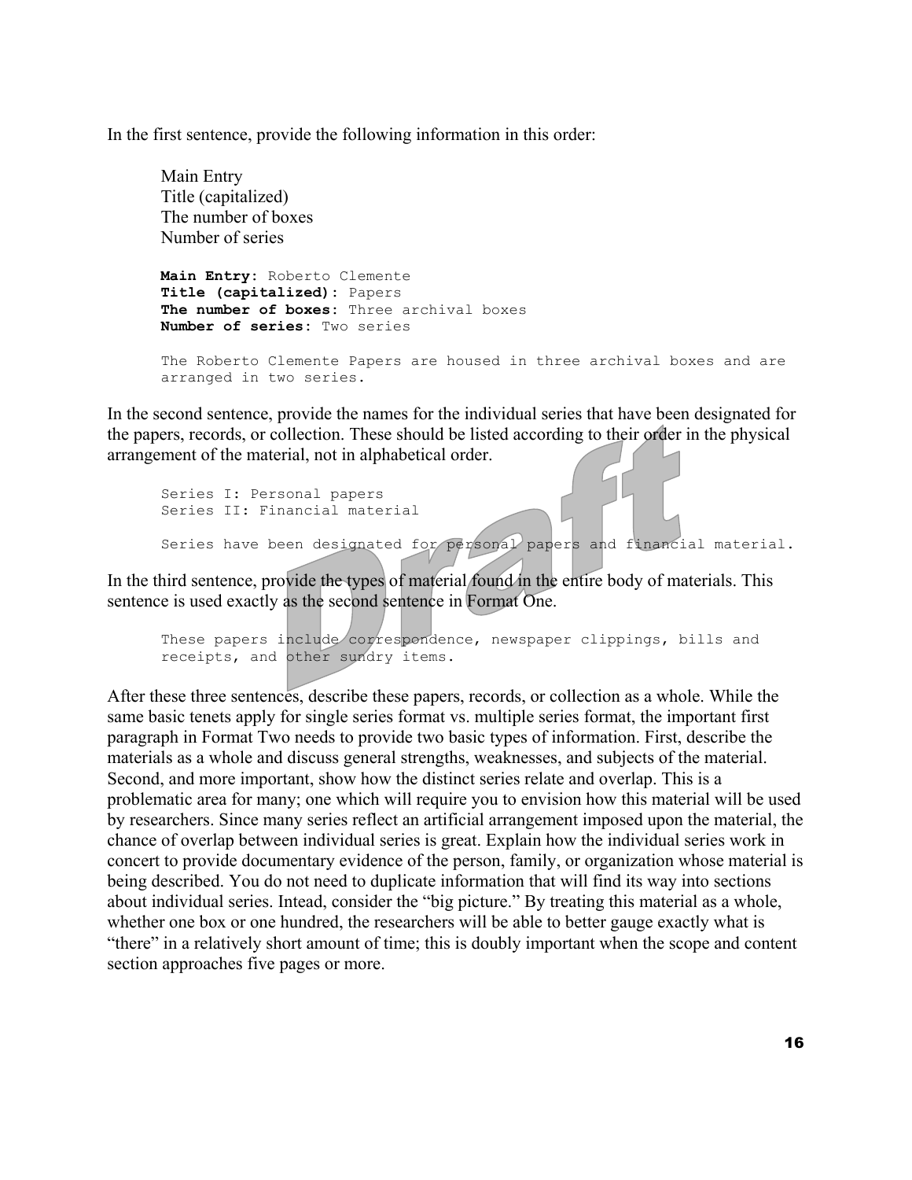In the first sentence, provide the following information in this order:

> Main Entry
> Title (capitalized)
> The number of boxes
> Number of series

```
Main Entry: Roberto Clemente
Title (capitalized): Papers
The number of boxes: Three archival boxes
Number of series: Two series

The Roberto Clemente Papers are housed in three archival boxes and are
arranged in two series.
```

In the second sentence, provide the names for the individual series that have been designated for the papers, records, or collection. These should be listed according to their order in the physical arrangement of the material, not in alphabetical order.

```
Series I: Personal papers
Series II: Financial material

Series have been designated for personal papers and financial material.
```

In the third sentence, provide the types of material found in the entire body of materials. This sentence is used exactly as the second sentence in Format One.

```
These papers include correspondence, newspaper clippings, bills and
receipts, and other sundry items.
```

After these three sentences, describe these papers, records, or collection as a whole. While the same basic tenets apply for single series format vs. multiple series format, the important first paragraph in Format Two needs to provide two basic types of information. First, describe the materials as a whole and discuss general strengths, weaknesses, and subjects of the material. Second, and more important, show how the distinct series relate and overlap. This is a problematic area for many; one which will require you to envision how this material will be used by researchers. Since many series reflect an artificial arrangement imposed upon the material, the chance of overlap between individual series is great. Explain how the individual series work in concert to provide documentary evidence of the person, family, or organization whose material is being described. You do not need to duplicate information that will find its way into sections about individual series. Intead, consider the "big picture." By treating this material as a whole, whether one box or one hundred, the researchers will be able to better gauge exactly what is "there" in a relatively short amount of time; this is doubly important when the scope and content section approaches five pages or more.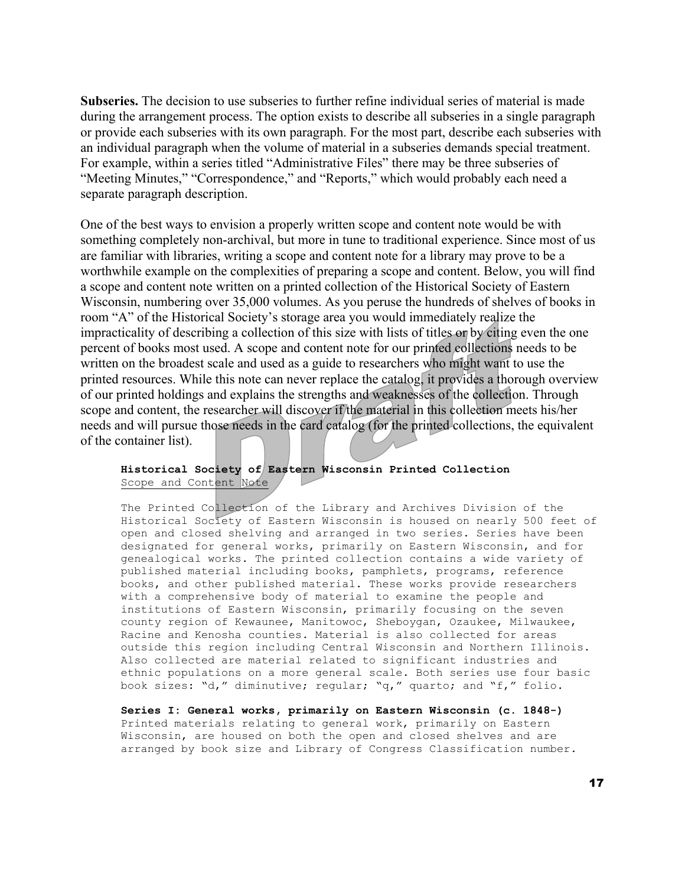**Subseries.** The decision to use subseries to further refine individual series of material is made during the arrangement process. The option exists to describe all subseries in a single paragraph or provide each subseries with its own paragraph. For the most part, describe each subseries with an individual paragraph when the volume of material in a subseries demands special treatment. For example, within a series titled "Administrative Files" there may be three subseries of "Meeting Minutes," "Correspondence," and "Reports," which would probably each need a separate paragraph description.

One of the best ways to envision a properly written scope and content note would be with something completely non-archival, but more in tune to traditional experience. Since most of us are familiar with libraries, writing a scope and content note for a library may prove to be a worthwhile example on the complexities of preparing a scope and content. Below, you will find a scope and content note written on a printed collection of the Historical Society of Eastern Wisconsin, numbering over 35,000 volumes. As you peruse the hundreds of shelves of books in room "A" of the Historical Society's storage area you would immediately realize the impracticality of describing a collection of this size with lists of titles or by citing even the one percent of books most used. A scope and content note for our printed collections needs to be written on the broadest scale and used as a guide to researchers who might want to use the printed resources. While this note can never replace the catalog, it provides a thorough overview of our printed holdings and explains the strengths and weaknesses of the collection. Through scope and content, the researcher will discover if the material in this collection meets his/her needs and will pursue those needs in the card catalog (for the printed collections, the equivalent of the container list).

> **Historical Society of Eastern Wisconsin Printed Collection**
> <u>Scope and Content Note</u>
>
> The Printed Collection of the Library and Archives Division of the Historical Society of Eastern Wisconsin is housed on nearly 500 feet of open and closed shelving and arranged in two series. Series have been designated for general works, primarily on Eastern Wisconsin, and for genealogical works. The printed collection contains a wide variety of published material including books, pamphlets, programs, reference books, and other published material. These works provide researchers with a comprehensive body of material to examine the people and institutions of Eastern Wisconsin, primarily focusing on the seven county region of Kewaunee, Manitowoc, Sheboygan, Ozaukee, Milwaukee, Racine and Kenosha counties. Material is also collected for areas outside this region including Central Wisconsin and Northern Illinois. Also collected are material related to significant industries and ethnic populations on a more general scale. Both series use four basic book sizes: "d," diminutive; regular; "q," quarto; and "f," folio.
>
> **Series I: General works, primarily on Eastern Wisconsin (c. 1848-)**
> Printed materials relating to general work, primarily on Eastern Wisconsin, are housed on both the open and closed shelves and are arranged by book size and Library of Congress Classification number.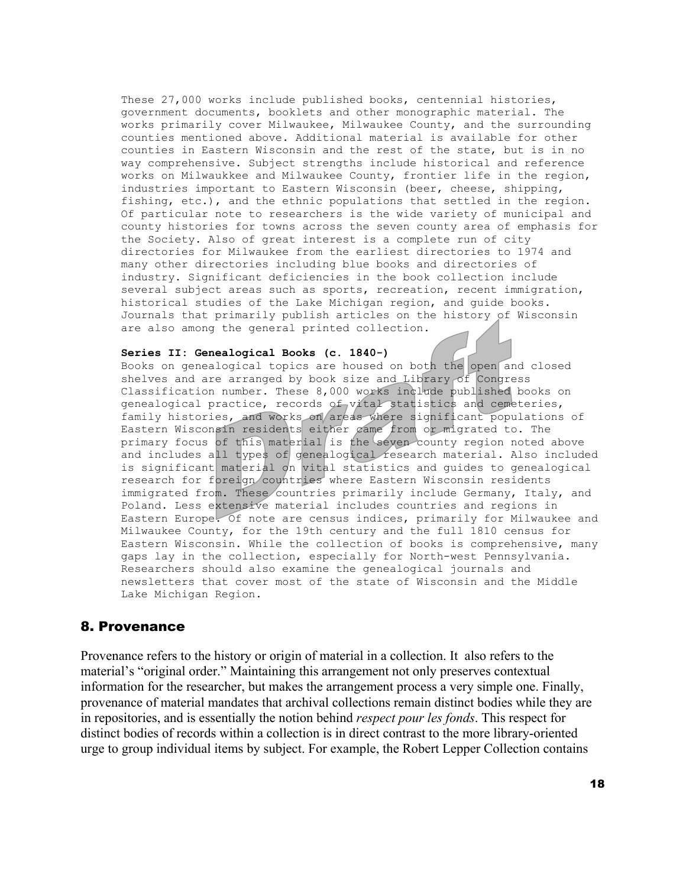These 27,000 works include published books, centennial histories, government documents, booklets and other monographic material. The works primarily cover Milwaukee, Milwaukee County, and the surrounding counties mentioned above. Additional material is available for other counties in Eastern Wisconsin and the rest of the state, but is in no way comprehensive. Subject strengths include historical and reference works on Milwaukkee and Milwaukee County, frontier life in the region, industries important to Eastern Wisconsin (beer, cheese, shipping, fishing, etc.), and the ethnic populations that settled in the region. Of particular note to researchers is the wide variety of municipal and county histories for towns across the seven county area of emphasis for the Society. Also of great interest is a complete run of city directories for Milwaukee from the earliest directories to 1974 and many other directories including blue books and directories of industry. Significant deficiencies in the book collection include several subject areas such as sports, recreation, recent immigration, historical studies of the Lake Michigan region, and guide books. Journals that primarily publish articles on the history of Wisconsin are also among the general printed collection.

**Series II: Genealogical Books (c. 1840-)**
Books on genealogical topics are housed on both the open and closed shelves and are arranged by book size and Library of Congress Classification number. These 8,000 works include published books on genealogical practice, records of vital statistics and cemeteries, family histories, and works on areas where significant populations of Eastern Wisconsin residents either came from or migrated to. The primary focus of this material is the seven county region noted above and includes all types of genealogical research material. Also included is significant material on vital statistics and guides to genealogical research for foreign countries where Eastern Wisconsin residents immigrated from. These countries primarily include Germany, Italy, and Poland. Less extensive material includes countries and regions in Eastern Europe. Of note are census indices, primarily for Milwaukee and Milwaukee County, for the 19th century and the full 1810 census for Eastern Wisconsin. While the collection of books is comprehensive, many gaps lay in the collection, especially for North-west Pennsylvania. Researchers should also examine the genealogical journals and newsletters that cover most of the state of Wisconsin and the Middle Lake Michigan Region.

## 8. Provenance

Provenance refers to the history or origin of material in a collection. It also refers to the material's "original order." Maintaining this arrangement not only preserves contextual information for the researcher, but makes the arrangement process a very simple one. Finally, provenance of material mandates that archival collections remain distinct bodies while they are in repositories, and is essentially the notion behind *respect pour les fonds*. This respect for distinct bodies of records within a collection is in direct contrast to the more library-oriented urge to group individual items by subject. For example, the Robert Lepper Collection contains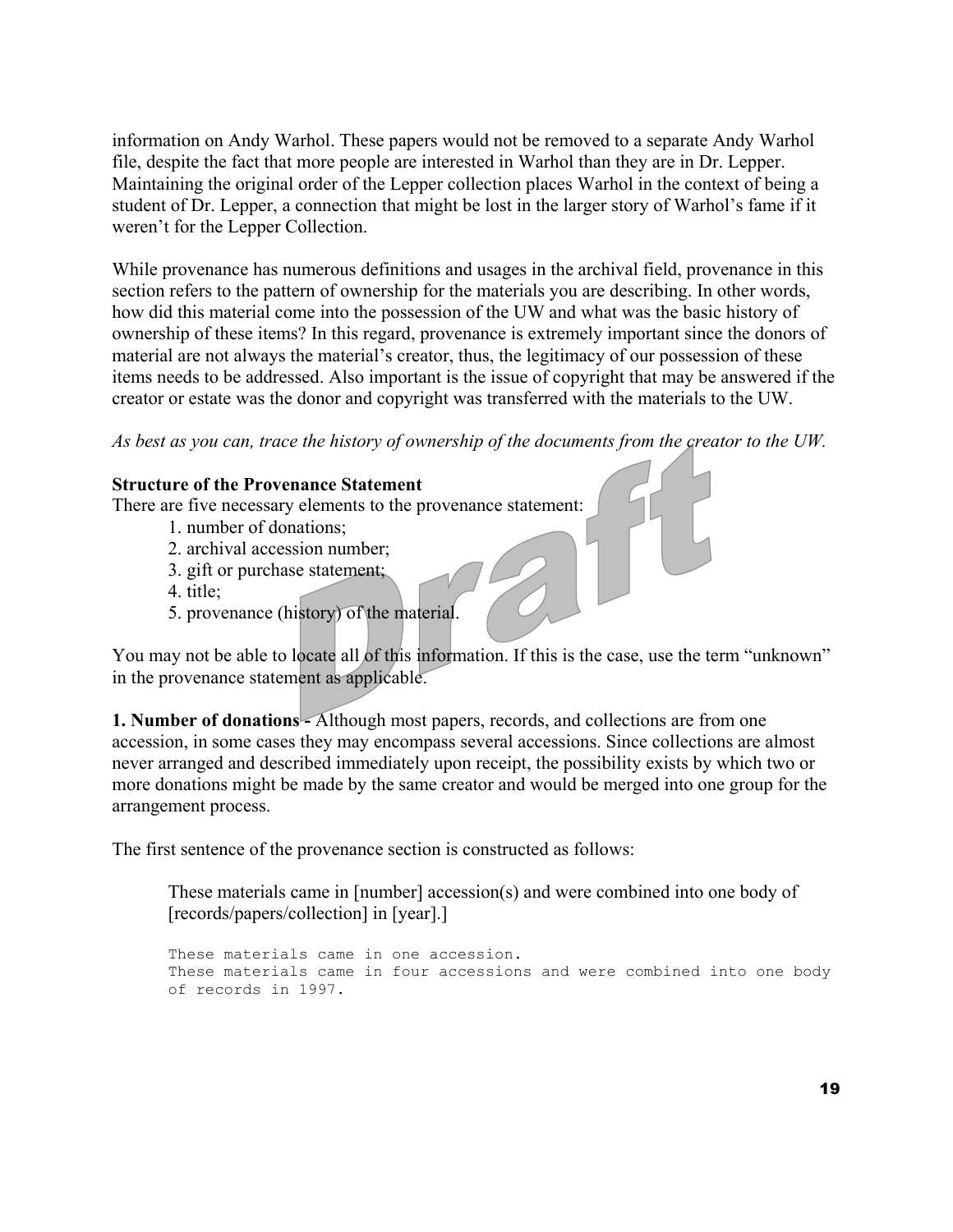information on Andy Warhol. These papers would not be removed to a separate Andy Warhol file, despite the fact that more people are interested in Warhol than they are in Dr. Lepper. Maintaining the original order of the Lepper collection places Warhol in the context of being a student of Dr. Lepper, a connection that might be lost in the larger story of Warhol's fame if it weren't for the Lepper Collection.

While provenance has numerous definitions and usages in the archival field, provenance in this section refers to the pattern of ownership for the materials you are describing. In other words, how did this material come into the possession of the UW and what was the basic history of ownership of these items? In this regard, provenance is extremely important since the donors of material are not always the material's creator, thus, the legitimacy of our possession of these items needs to be addressed. Also important is the issue of copyright that may be answered if the creator or estate was the donor and copyright was transferred with the materials to the UW.

*As best as you can, trace the history of ownership of the documents from the creator to the UW.*

**Structure of the Provenance Statement**

There are five necessary elements to the provenance statement:

1. number of donations;
2. archival accession number;
3. gift or purchase statement;
4. title;
5. provenance (history) of the material.

You may not be able to locate all of this information. If this is the case, use the term "unknown" in the provenance statement as applicable.

**1. Number of donations -** Although most papers, records, and collections are from one accession, in some cases they may encompass several accessions. Since collections are almost never arranged and described immediately upon receipt, the possibility exists by which two or more donations might be made by the same creator and would be merged into one group for the arrangement process.

The first sentence of the provenance section is constructed as follows:

> These materials came in [number] accession(s) and were combined into one body of [records/papers/collection] in [year].]

```
These materials came in one accession.
These materials came in four accessions and were combined into one body
of records in 1997.
```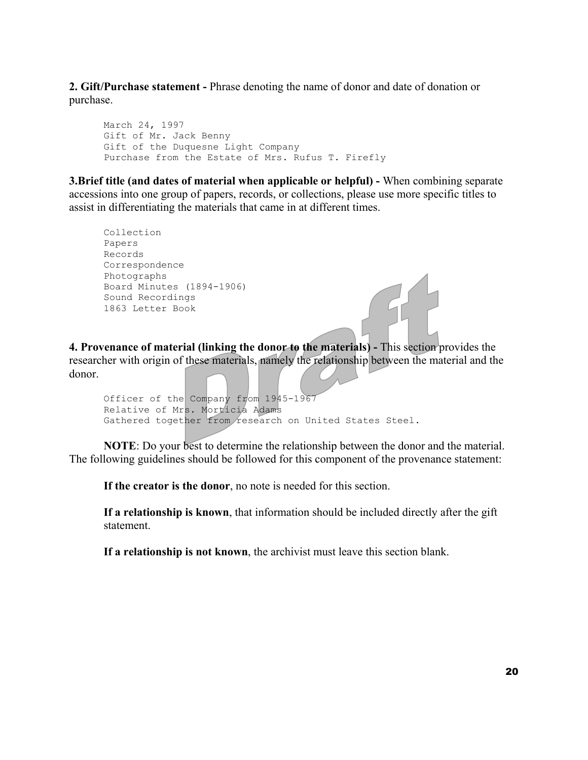**2. Gift/Purchase statement -** Phrase denoting the name of donor and date of donation or purchase.

```
March 24, 1997
Gift of Mr. Jack Benny
Gift of the Duquesne Light Company
Purchase from the Estate of Mrs. Rufus T. Firefly
```

**3.Brief title (and dates of material when applicable or helpful) -** When combining separate accessions into one group of papers, records, or collections, please use more specific titles to assist in differentiating the materials that came in at different times.

```
Collection
Papers
Records
Correspondence
Photographs
Board Minutes (1894-1906)
Sound Recordings
1863 Letter Book
```

**4. Provenance of material (linking the donor to the materials) -** This section provides the researcher with origin of these materials, namely the relationship between the material and the donor.

```
Officer of the Company from 1945-1967
Relative of Mrs. Morticia Adams
Gathered together from research on United States Steel.
```

**NOTE**: Do your best to determine the relationship between the donor and the material. The following guidelines should be followed for this component of the provenance statement:

**If the creator is the donor**, no note is needed for this section.

**If a relationship is known**, that information should be included directly after the gift statement.

**If a relationship is not known**, the archivist must leave this section blank.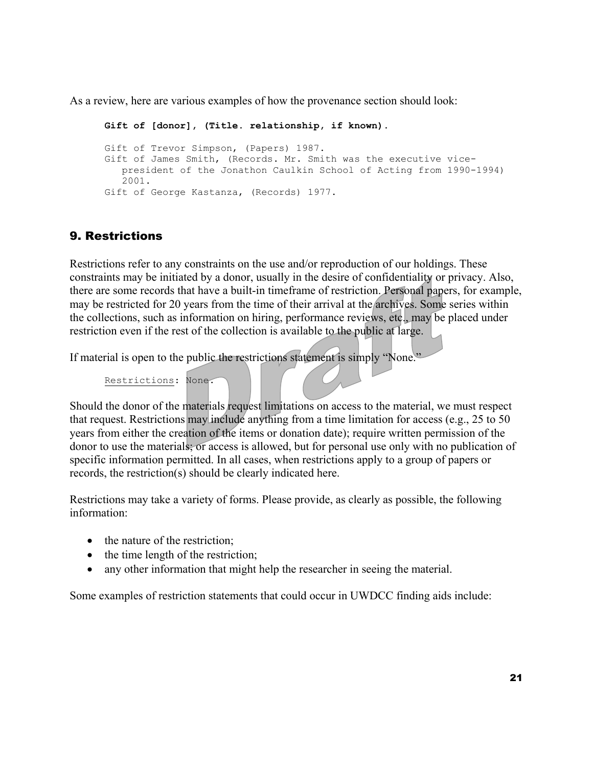As a review, here are various examples of how the provenance section should look:

```
Gift of [donor], (Title. relationship, if known).

Gift of Trevor Simpson, (Papers) 1987.
Gift of James Smith, (Records. Mr. Smith was the executive vice-
   president of the Jonathon Caulkin School of Acting from 1990-1994)
   2001.
Gift of George Kastanza, (Records) 1977.
```

## 9. Restrictions

Restrictions refer to any constraints on the use and/or reproduction of our holdings. These constraints may be initiated by a donor, usually in the desire of confidentiality or privacy. Also, there are some records that have a built-in timeframe of restriction. Personal papers, for example, may be restricted for 20 years from the time of their arrival at the archives. Some series within the collections, such as information on hiring, performance reviews, etc., may be placed under restriction even if the rest of the collection is available to the public at large.

If material is open to the public the restrictions statement is simply "None."

```
Restrictions: None.
```

Should the donor of the materials request limitations on access to the material, we must respect that request. Restrictions may include anything from a time limitation for access (e.g., 25 to 50 years from either the creation of the items or donation date); require written permission of the donor to use the materials; or access is allowed, but for personal use only with no publication of specific information permitted. In all cases, when restrictions apply to a group of papers or records, the restriction(s) should be clearly indicated here.

Restrictions may take a variety of forms. Please provide, as clearly as possible, the following information:

- the nature of the restriction;
- the time length of the restriction;
- any other information that might help the researcher in seeing the material.

Some examples of restriction statements that could occur in UWDCC finding aids include: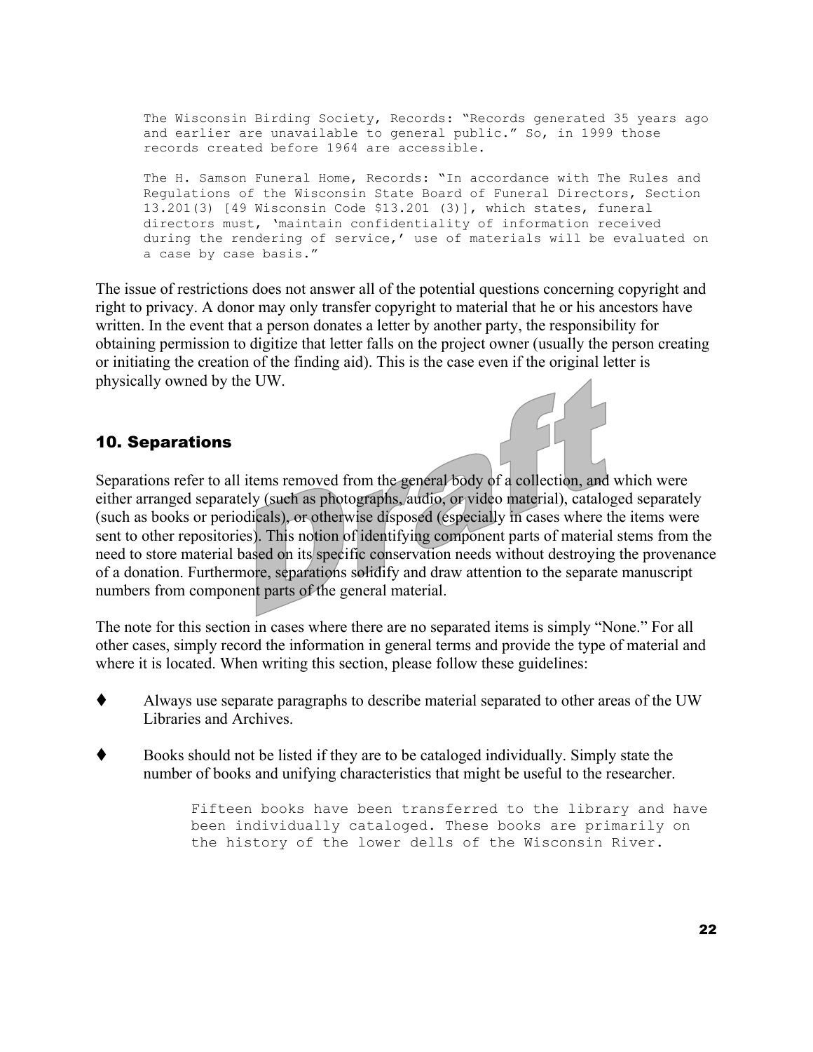```
The Wisconsin Birding Society, Records: "Records generated 35 years ago
and earlier are unavailable to general public." So, in 1999 those
records created before 1964 are accessible.

The H. Samson Funeral Home, Records: "In accordance with The Rules and
Regulations of the Wisconsin State Board of Funeral Directors, Section
13.201(3) [49 Wisconsin Code $13.201 (3)], which states, funeral
directors must, 'maintain confidentiality of information received
during the rendering of service,' use of materials will be evaluated on
a case by case basis."
```

The issue of restrictions does not answer all of the potential questions concerning copyright and right to privacy. A donor may only transfer copyright to material that he or his ancestors have written. In the event that a person donates a letter by another party, the responsibility for obtaining permission to digitize that letter falls on the project owner (usually the person creating or initiating the creation of the finding aid). This is the case even if the original letter is physically owned by the UW.

## 10. Separations

Separations refer to all items removed from the general body of a collection, and which were either arranged separately (such as photographs, audio, or video material), cataloged separately (such as books or periodicals), or otherwise disposed (especially in cases where the items were sent to other repositories). This notion of identifying component parts of material stems from the need to store material based on its specific conservation needs without destroying the provenance of a donation. Furthermore, separations solidify and draw attention to the separate manuscript numbers from component parts of the general material.

The note for this section in cases where there are no separated items is simply "None." For all other cases, simply record the information in general terms and provide the type of material and where it is located. When writing this section, please follow these guidelines:

- Always use separate paragraphs to describe material separated to other areas of the UW Libraries and Archives.

- Books should not be listed if they are to be cataloged individually. Simply state the number of books and unifying characteristics that might be useful to the researcher.

```
Fifteen books have been transferred to the library and have
been individually cataloged. These books are primarily on
the history of the lower dells of the Wisconsin River.
```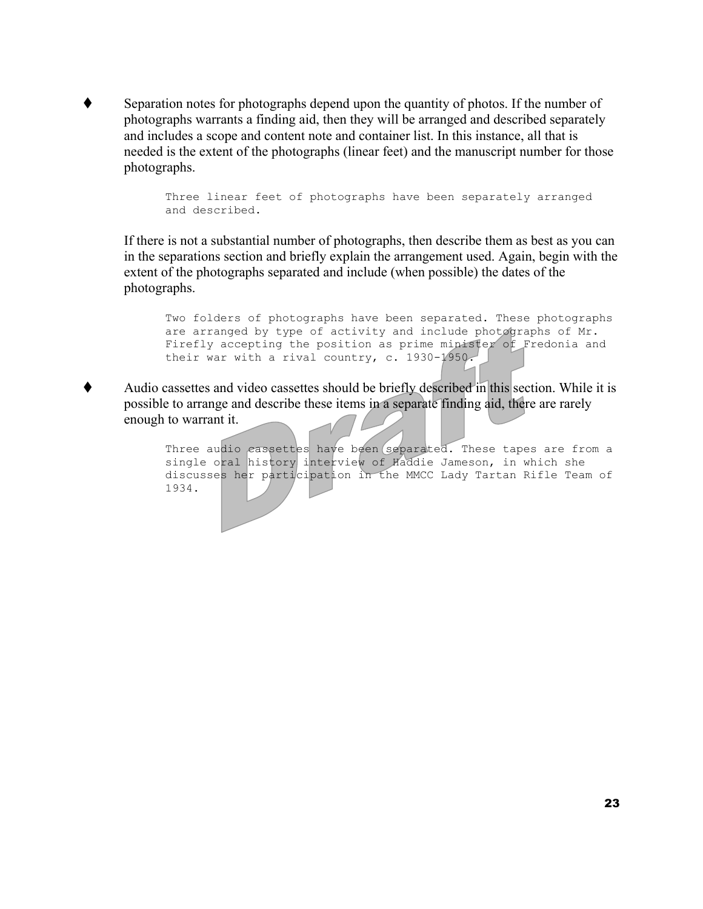- Separation notes for photographs depend upon the quantity of photos. If the number of photographs warrants a finding aid, then they will be arranged and described separately and includes a scope and content note and container list. In this instance, all that is needed is the extent of the photographs (linear feet) and the manuscript number for those photographs.

  ```
  Three linear feet of photographs have been separately arranged
  and described.
  ```

  If there is not a substantial number of photographs, then describe them as best as you can in the separations section and briefly explain the arrangement used. Again, begin with the extent of the photographs separated and include (when possible) the dates of the photographs.

  ```
  Two folders of photographs have been separated. These photographs
  are arranged by type of activity and include photographs of Mr.
  Firefly accepting the position as prime minister of Fredonia and
  their war with a rival country, c. 1930-1950.
  ```

- Audio cassettes and video cassettes should be briefly described in this section. While it is possible to arrange and describe these items in a separate finding aid, there are rarely enough to warrant it.

  ```
  Three audio cassettes have been separated. These tapes are from a
  single oral history interview of Haddie Jameson, in which she
  discusses her participation in the MMCC Lady Tartan Rifle Team of
  1934.
  ```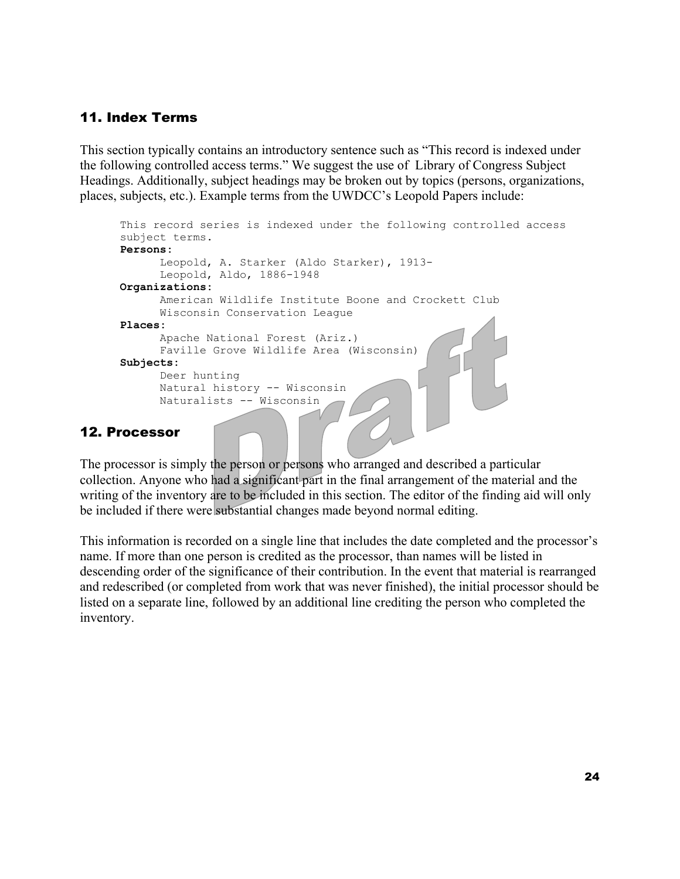## 11. Index Terms

This section typically contains an introductory sentence such as "This record is indexed under the following controlled access terms." We suggest the use of Library of Congress Subject Headings. Additionally, subject headings may be broken out by topics (persons, organizations, places, subjects, etc.). Example terms from the UWDCC's Leopold Papers include:

```
This record series is indexed under the following controlled access
subject terms.
Persons:
      Leopold, A. Starker (Aldo Starker), 1913-
      Leopold, Aldo, 1886-1948
Organizations:
      American Wildlife Institute Boone and Crockett Club
      Wisconsin Conservation League
Places:
      Apache National Forest (Ariz.)
      Faville Grove Wildlife Area (Wisconsin)
Subjects:
      Deer hunting
      Natural history -- Wisconsin
      Naturalists -- Wisconsin
```

## 12. Processor

The processor is simply the person or persons who arranged and described a particular collection. Anyone who had a significant part in the final arrangement of the material and the writing of the inventory are to be included in this section. The editor of the finding aid will only be included if there were substantial changes made beyond normal editing.

This information is recorded on a single line that includes the date completed and the processor's name. If more than one person is credited as the processor, than names will be listed in descending order of the significance of their contribution. In the event that material is rearranged and redescribed (or completed from work that was never finished), the initial processor should be listed on a separate line, followed by an additional line crediting the person who completed the inventory.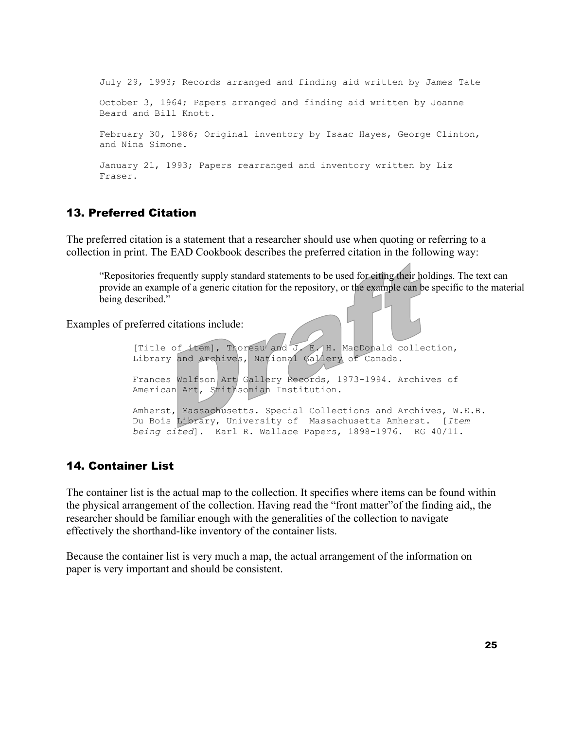```
July 29, 1993; Records arranged and finding aid written by James Tate

October 3, 1964; Papers arranged and finding aid written by Joanne
Beard and Bill Knott.

February 30, 1986; Original inventory by Isaac Hayes, George Clinton,
and Nina Simone.

January 21, 1993; Papers rearranged and inventory written by Liz
Fraser.
```

## 13. Preferred Citation

The preferred citation is a statement that a researcher should use when quoting or referring to a collection in print. The EAD Cookbook describes the preferred citation in the following way:

> "Repositories frequently supply standard statements to be used for citing their holdings. The text can provide an example of a generic citation for the repository, or the example can be specific to the material being described."

Examples of preferred citations include:

> [Title of item], Thoreau and J. E. H. MacDonald collection, Library and Archives, National Gallery of Canada.
>
> Frances Wolfson Art Gallery Records, 1973-1994. Archives of American Art, Smithsonian Institution.
>
> Amherst, Massachusetts. Special Collections and Archives, W.E.B. Du Bois Library, University of Massachusetts Amherst. [*Item being cited*]. Karl R. Wallace Papers, 1898-1976. RG 40/11.

## 14. Container List

The container list is the actual map to the collection. It specifies where items can be found within the physical arrangement of the collection. Having read the "front matter"of the finding aid,, the researcher should be familiar enough with the generalities of the collection to navigate effectively the shorthand-like inventory of the container lists.

Because the container list is very much a map, the actual arrangement of the information on paper is very important and should be consistent.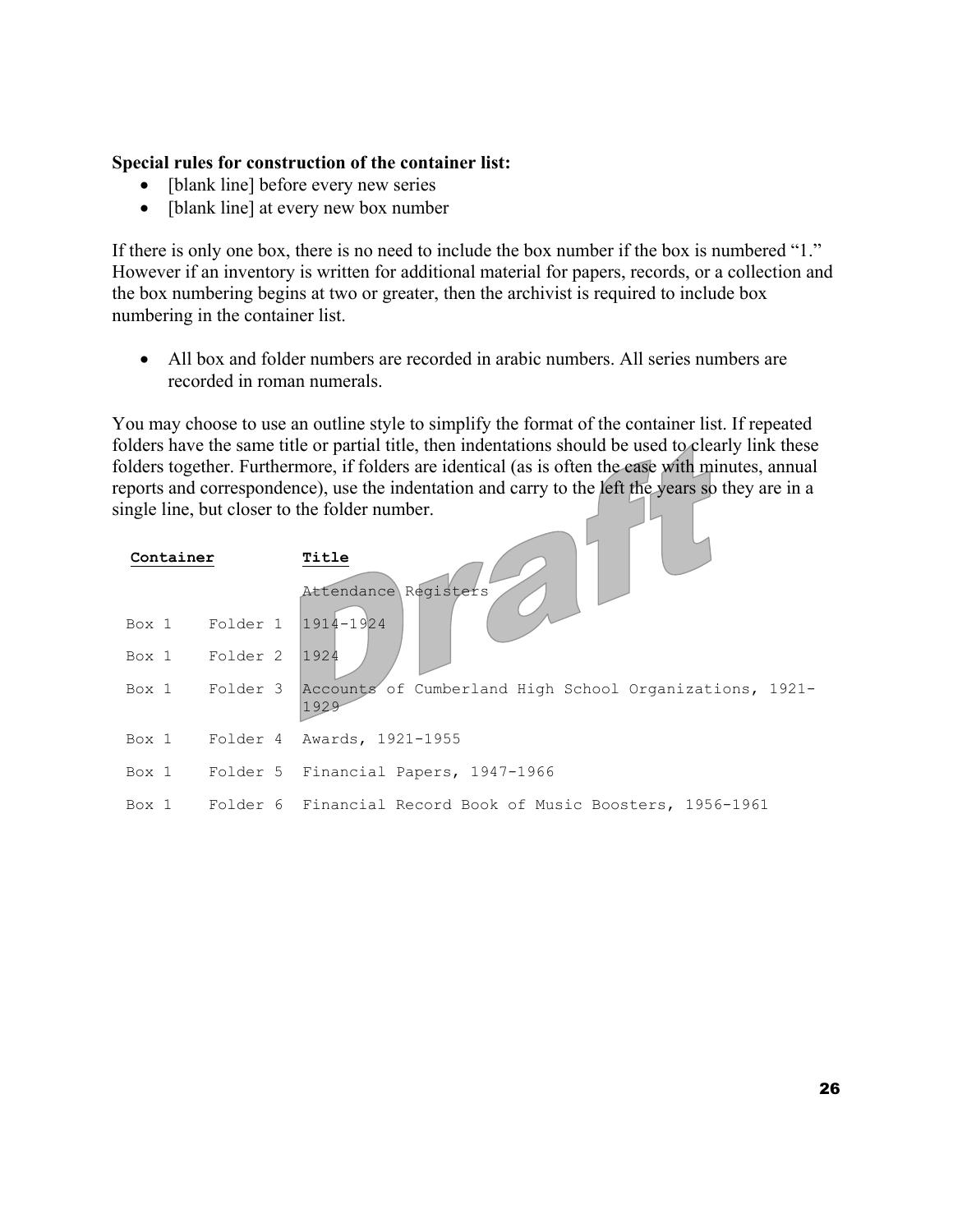**Special rules for construction of the container list:**

- [blank line] before every new series
- [blank line] at every new box number

If there is only one box, there is no need to include the box number if the box is numbered "1." However if an inventory is written for additional material for papers, records, or a collection and the box numbering begins at two or greater, then the archivist is required to include box numbering in the container list.

- All box and folder numbers are recorded in arabic numbers. All series numbers are recorded in roman numerals.

You may choose to use an outline style to simplify the format of the container list. If repeated folders have the same title or partial title, then indentations should be used to clearly link these folders together. Furthermore, if folders are identical (as is often the case with minutes, annual reports and correspondence), use the indentation and carry to the left the years so they are in a single line, but closer to the folder number.

| **Container** | | **Title** |
|---|---|---|
| | | Attendance Registers |
| Box 1 | Folder 1 | 1914-1924 |
| Box 1 | Folder 2 | 1924 |
| Box 1 | Folder 3 | Accounts of Cumberland High School Organizations, 1921-1929 |
| Box 1 | Folder 4 | Awards, 1921-1955 |
| Box 1 | Folder 5 | Financial Papers, 1947-1966 |
| Box 1 | Folder 6 | Financial Record Book of Music Boosters, 1956-1961 |